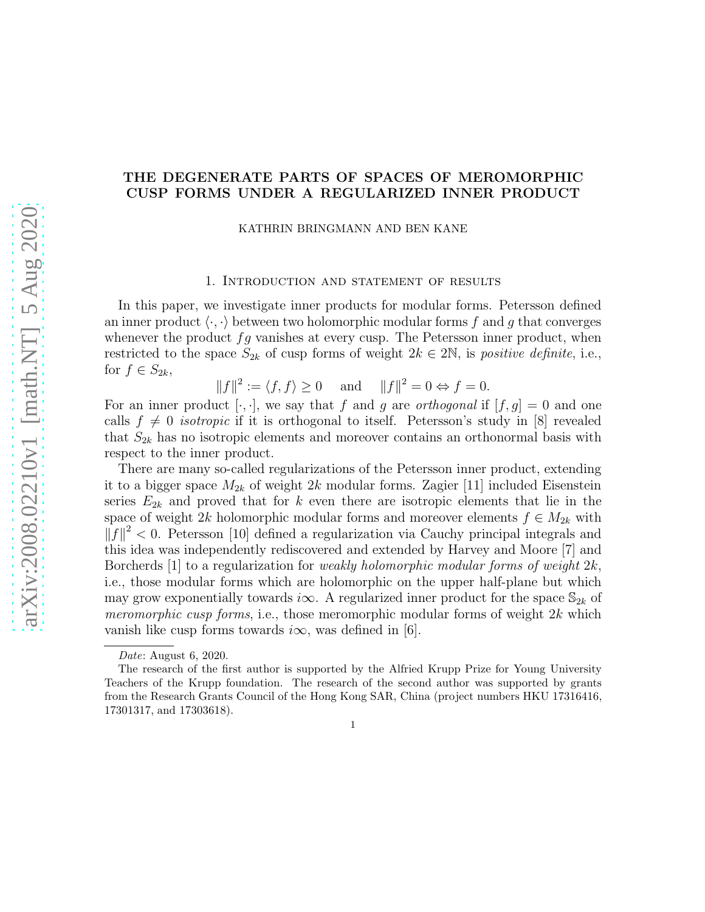# THE DEGENERATE PARTS OF SPACES OF MEROMORPHIC CUSP FORMS UNDER A REGULARIZED INNER PRODUCT

KATHRIN BRINGMANN AND BEN KANE

## 1. Introduction and statement of results

In this paper, we investigate inner products for modular forms. Petersson defined an inner product $\langle \cdot, \cdot \rangle$ between two holomorphic modular forms $f$ and $g$ that converges whenever the product $fg$ vanishes at every cusp. The Petersson inner product, when restricted to the space $S_{2k}$ of cusp forms of weight $2k \in 2\mathbb{N}$, is *positive definite*, i.e., for $f \in S_{2k}$,

$$\|f\|^2 := \langle f, f \rangle \geq 0 \quad \text{ and } \quad \|f\|^2 = 0 \Leftrightarrow f = 0.$$

For an inner product $[\cdot, \cdot]$, we say that $f$ and $g$ are *orthogonal* if $[f, g] = 0$ and one calls $f \neq 0$ *isotropic* if it is orthogonal to itself. Petersson's study in [8] revealed that $S_{2k}$ has no isotropic elements and moreover contains an orthonormal basis with respect to the inner product.

There are many so-called regularizations of the Petersson inner product, extending it to a bigger space $M_{2k}$ of weight $2k$ modular forms. Zagier [11] included Eisenstein series $E_{2k}$ and proved that for $k$ even there are isotropic elements that lie in the space of weight $2k$ holomorphic modular forms and moreover elements $f \in M_{2k}$ with $\|f\|^2 < 0$. Petersson [10] defined a regularization via Cauchy principal integrals and this idea was independently rediscovered and extended by Harvey and Moore [7] and Borcherds [1] to a regularization for *weakly holomorphic modular forms of weight* $2k$, i.e., those modular forms which are holomorphic on the upper half-plane but which may grow exponentially towards $i\infty$. A regularized inner product for the space $\mathbb{S}_{2k}$ of *meromorphic cusp forms*, i.e., those meromorphic modular forms of weight $2k$ which vanish like cusp forms towards $i\infty$, was defined in [6].

*Date*: August 6, 2020.

The research of the first author is supported by the Alfried Krupp Prize for Young University Teachers of the Krupp foundation. The research of the second author was supported by grants from the Research Grants Council of the Hong Kong SAR, China (project numbers HKU 17316416, 17301317, and 17303618).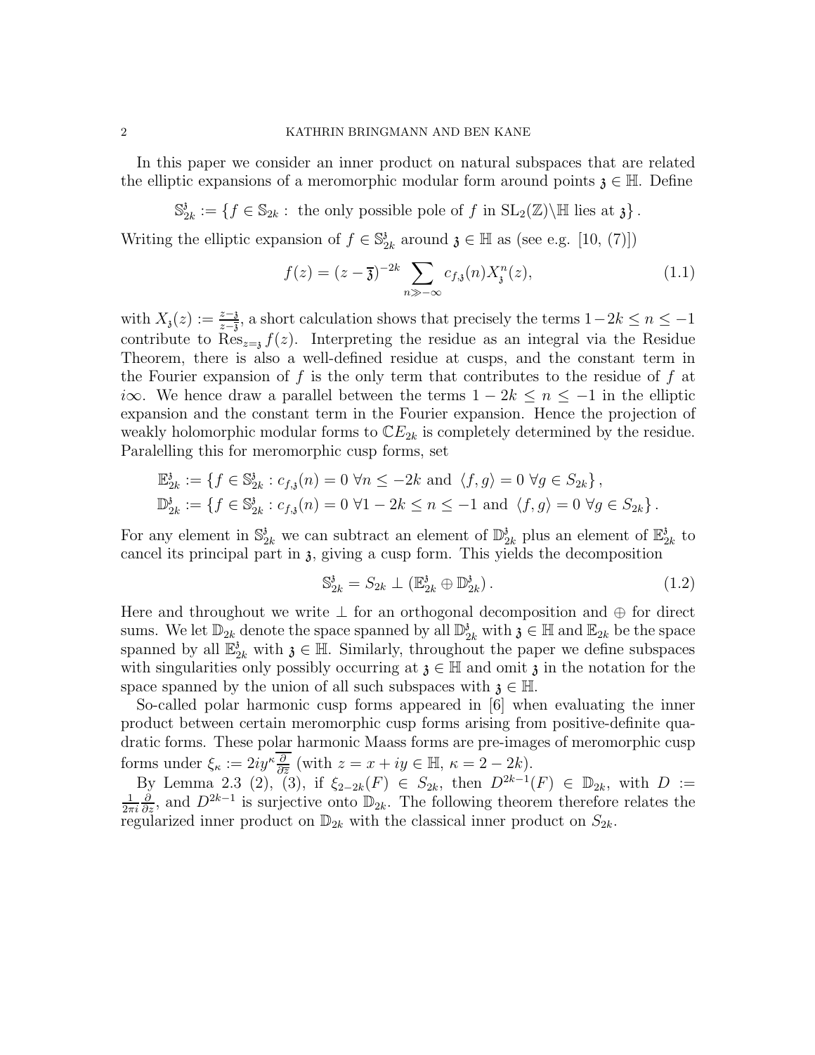In this paper we consider an inner product on natural subspaces that are related the elliptic expansions of a meromorphic modular form around points $\mathfrak{z} \in \mathbb{H}$. Define

$$\mathbb{S}_{2k}^{\mathfrak{z}} := \{f \in \mathbb{S}_{2k} : \text{ the only possible pole of } f \text{ in } \mathrm{SL}_2(\mathbb{Z})\backslash\mathbb{H} \text{ lies at } \mathfrak{z}\}.$$

Writing the elliptic expansion of $f \in \mathbb{S}_{2k}^{\mathfrak{z}}$ around $\mathfrak{z} \in \mathbb{H}$ as (see e.g. [10, (7)])

$$f(z) = (z - \overline{\mathfrak{z}})^{-2k} \sum_{n \gg -\infty} c_{f,\mathfrak{z}}(n) X_{\mathfrak{z}}^n(z), \tag{1.1}$$

with $X_{\mathfrak{z}}(z) := \frac{z-\mathfrak{z}}{z-\overline{\mathfrak{z}}}$, a short calculation shows that precisely the terms $1-2k \leq n \leq -1$ contribute to $\mathrm{Res}_{z=\mathfrak{z}} f(z)$. Interpreting the residue as an integral via the Residue Theorem, there is also a well-defined residue at cusps, and the constant term in the Fourier expansion of $f$ is the only term that contributes to the residue of $f$ at $i\infty$. We hence draw a parallel between the terms $1 - 2k \leq n \leq -1$ in the elliptic expansion and the constant term in the Fourier expansion. Hence the projection of weakly holomorphic modular forms to $\mathbb{C}E_{2k}$ is completely determined by the residue. Paralelling this for meromorphic cusp forms, set

$$\mathbb{E}_{2k}^{\mathfrak{z}} := \{f \in \mathbb{S}_{2k}^{\mathfrak{z}} : c_{f,\mathfrak{z}}(n) = 0 \ \forall n \leq -2k \text{ and } \langle f, g\rangle = 0 \ \forall g \in S_{2k}\},$$
$$\mathbb{D}_{2k}^{\mathfrak{z}} := \{f \in \mathbb{S}_{2k}^{\mathfrak{z}} : c_{f,\mathfrak{z}}(n) = 0 \ \forall 1 - 2k \leq n \leq -1 \text{ and } \langle f, g\rangle = 0 \ \forall g \in S_{2k}\}.$$

For any element in $\mathbb{S}_{2k}^{\mathfrak{z}}$ we can subtract an element of $\mathbb{D}_{2k}^{\mathfrak{z}}$ plus an element of $\mathbb{E}_{2k}^{\mathfrak{z}}$ to cancel its principal part in $\mathfrak{z}$, giving a cusp form. This yields the decomposition

$$\mathbb{S}_{2k}^{\mathfrak{z}} = S_{2k} \perp (\mathbb{E}_{2k}^{\mathfrak{z}} \oplus \mathbb{D}_{2k}^{\mathfrak{z}}). \tag{1.2}$$

Here and throughout we write $\perp$ for an orthogonal decomposition and $\oplus$ for direct sums. We let $\mathbb{D}_{2k}$ denote the space spanned by all $\mathbb{D}_{2k}^{\mathfrak{z}}$ with $\mathfrak{z} \in \mathbb{H}$ and $\mathbb{E}_{2k}$ be the space spanned by all $\mathbb{E}_{2k}^{\mathfrak{z}}$ with $\mathfrak{z} \in \mathbb{H}$. Similarly, throughout the paper we define subspaces with singularities only possibly occurring at $\mathfrak{z} \in \mathbb{H}$ and omit $\mathfrak{z}$ in the notation for the space spanned by the union of all such subspaces with $\mathfrak{z} \in \mathbb{H}$.

So-called polar harmonic cusp forms appeared in [6] when evaluating the inner product between certain meromorphic cusp forms arising from positive-definite quadratic forms. These polar harmonic Maass forms are pre-images of meromorphic cusp forms under $\xi_\kappa := 2iy^\kappa \overline{\frac{\partial}{\partial \overline{z}}}$ (with $z = x + iy \in \mathbb{H}$, $\kappa = 2 - 2k$).

By Lemma 2.3 (2), (3), if $\xi_{2-2k}(F) \in S_{2k}$, then $D^{2k-1}(F) \in \mathbb{D}_{2k}$, with $D := \frac{1}{2\pi i}\frac{\partial}{\partial z}$, and $D^{2k-1}$ is surjective onto $\mathbb{D}_{2k}$. The following theorem therefore relates the regularized inner product on $\mathbb{D}_{2k}$ with the classical inner product on $S_{2k}$.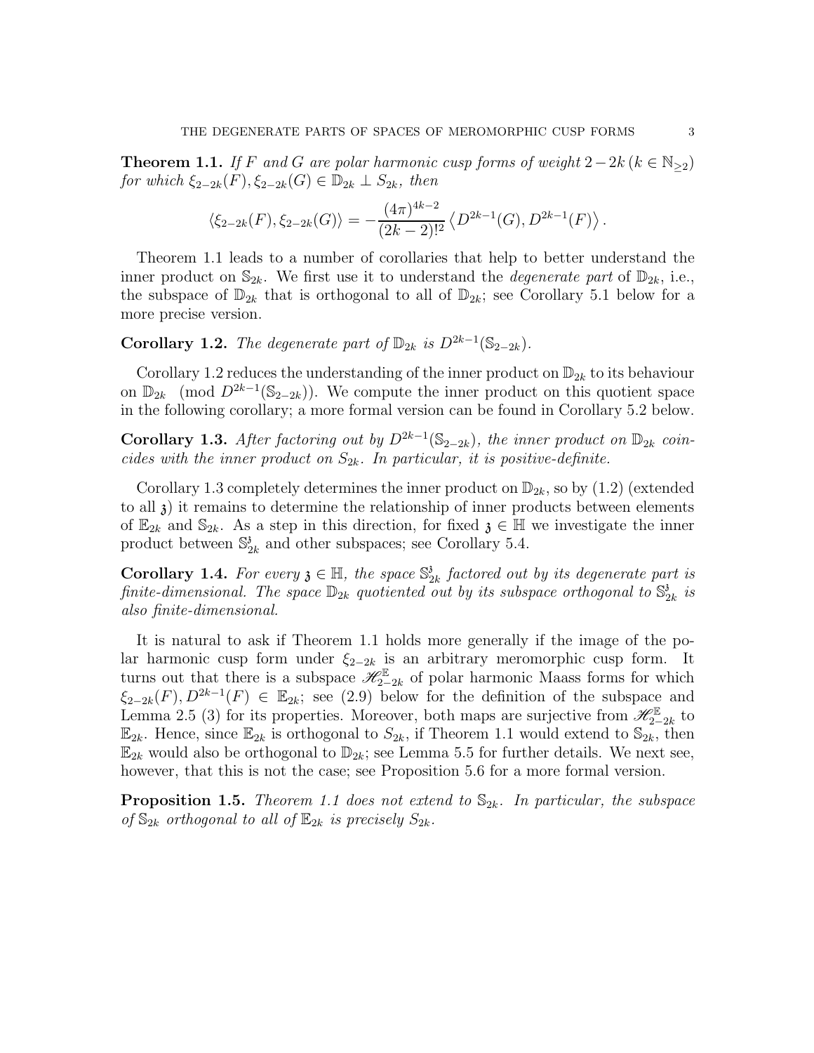**Theorem 1.1.** *If $F$ and $G$ are polar harmonic cusp forms of weight $2-2k$ ($k \in \mathbb{N}_{\geq 2}$) for which $\xi_{2-2k}(F), \xi_{2-2k}(G) \in \mathbb{D}_{2k} \perp S_{2k}$, then*

$$\langle \xi_{2-2k}(F), \xi_{2-2k}(G) \rangle = -\frac{(4\pi)^{4k-2}}{(2k-2)!^2} \left\langle D^{2k-1}(G), D^{2k-1}(F) \right\rangle.$$

Theorem 1.1 leads to a number of corollaries that help to better understand the inner product on $\mathbb{S}_{2k}$. We first use it to understand the *degenerate part* of $\mathbb{D}_{2k}$, i.e., the subspace of $\mathbb{D}_{2k}$ that is orthogonal to all of $\mathbb{D}_{2k}$; see Corollary 5.1 below for a more precise version.

**Corollary 1.2.** *The degenerate part of $\mathbb{D}_{2k}$ is $D^{2k-1}(\mathbb{S}_{2-2k})$.*

Corollary 1.2 reduces the understanding of the inner product on $\mathbb{D}_{2k}$ to its behaviour on $\mathbb{D}_{2k} \pmod{D^{2k-1}(\mathbb{S}_{2-2k})}$. We compute the inner product on this quotient space in the following corollary; a more formal version can be found in Corollary 5.2 below.

**Corollary 1.3.** *After factoring out by $D^{2k-1}(\mathbb{S}_{2-2k})$, the inner product on $\mathbb{D}_{2k}$ coincides with the inner product on $S_{2k}$. In particular, it is positive-definite.*

Corollary 1.3 completely determines the inner product on $\mathbb{D}_{2k}$, so by (1.2) (extended to all $\mathfrak{z}$) it remains to determine the relationship of inner products between elements of $\mathbb{E}_{2k}$ and $\mathbb{S}_{2k}$. As a step in this direction, for fixed $\mathfrak{z} \in \mathbb{H}$ we investigate the inner product between $\mathbb{S}_{2k}^{\mathfrak{z}}$ and other subspaces; see Corollary 5.4.

**Corollary 1.4.** *For every $\mathfrak{z} \in \mathbb{H}$, the space $\mathbb{S}_{2k}^{\mathfrak{z}}$ factored out by its degenerate part is finite-dimensional. The space $\mathbb{D}_{2k}$ quotiented out by its subspace orthogonal to $\mathbb{S}_{2k}^{\mathfrak{z}}$ is also finite-dimensional.*

It is natural to ask if Theorem 1.1 holds more generally if the image of the polar harmonic cusp form under $\xi_{2-2k}$ is an arbitrary meromorphic cusp form. It turns out that there is a subspace $\mathscr{H}_{2-2k}^{\mathbb{E}}$ of polar harmonic Maass forms for which $\xi_{2-2k}(F), D^{2k-1}(F) \in \mathbb{E}_{2k}$; see (2.9) below for the definition of the subspace and Lemma 2.5 (3) for its properties. Moreover, both maps are surjective from $\mathscr{H}_{2-2k}^{\mathbb{E}}$ to $\mathbb{E}_{2k}$. Hence, since $\mathbb{E}_{2k}$ is orthogonal to $S_{2k}$, if Theorem 1.1 would extend to $\mathbb{S}_{2k}$, then $\mathbb{E}_{2k}$ would also be orthogonal to $\mathbb{D}_{2k}$; see Lemma 5.5 for further details. We next see, however, that this is not the case; see Proposition 5.6 for a more formal version.

**Proposition 1.5.** *Theorem 1.1 does not extend to $\mathbb{S}_{2k}$. In particular, the subspace of $\mathbb{S}_{2k}$ orthogonal to all of $\mathbb{E}_{2k}$ is precisely $S_{2k}$.*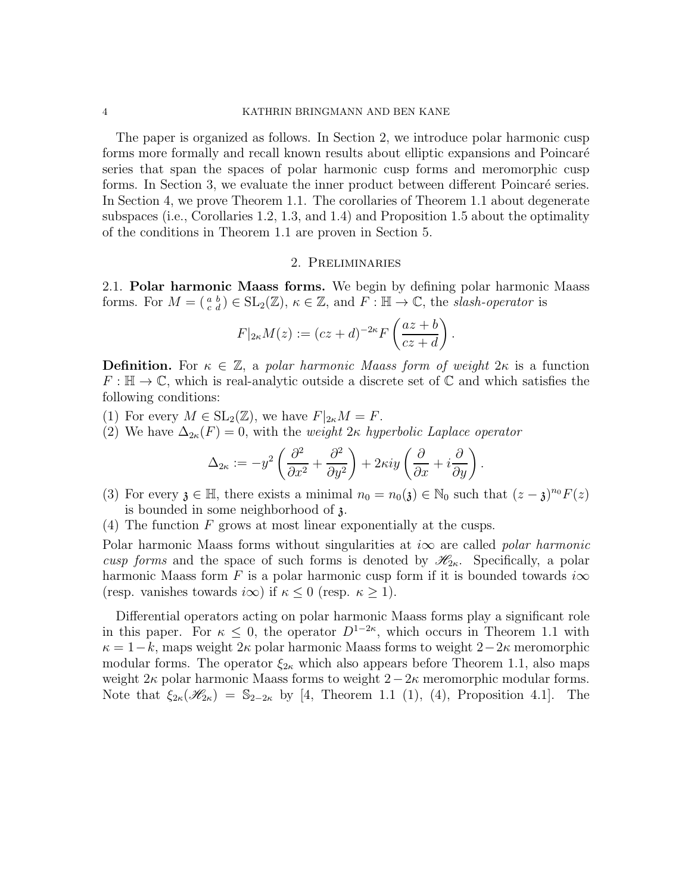The paper is organized as follows. In Section 2, we introduce polar harmonic cusp forms more formally and recall known results about elliptic expansions and Poincaré series that span the spaces of polar harmonic cusp forms and meromorphic cusp forms. In Section 3, we evaluate the inner product between different Poincaré series. In Section 4, we prove Theorem 1.1. The corollaries of Theorem 1.1 about degenerate subspaces (i.e., Corollaries 1.2, 1.3, and 1.4) and Proposition 1.5 about the optimality of the conditions in Theorem 1.1 are proven in Section 5.

## 2. Preliminaries

**2.1. Polar harmonic Maass forms.** We begin by defining polar harmonic Maass forms. For $M = \left(\begin{smallmatrix} a & b \\ c & d \end{smallmatrix}\right) \in \mathrm{SL}_2(\mathbb{Z})$, $\kappa \in \mathbb{Z}$, and $F : \mathbb{H} \to \mathbb{C}$, the *slash-operator* is

$$F|_{2\kappa}M(z) := (cz+d)^{-2\kappa} F\left(\frac{az+b}{cz+d}\right).$$

**Definition.** For $\kappa \in \mathbb{Z}$, a *polar harmonic Maass form of weight* $2\kappa$ is a function $F : \mathbb{H} \to \mathbb{C}$, which is real-analytic outside a discrete set of $\mathbb{C}$ and which satisfies the following conditions:

(1) For every $M \in \mathrm{SL}_2(\mathbb{Z})$, we have $F|_{2\kappa}M = F$.

(2) We have $\Delta_{2\kappa}(F) = 0$, with the *weight* $2\kappa$ *hyperbolic Laplace operator*

$$\Delta_{2\kappa} := -y^2\left(\frac{\partial^2}{\partial x^2} + \frac{\partial^2}{\partial y^2}\right) + 2\kappa i y\left(\frac{\partial}{\partial x} + i\frac{\partial}{\partial y}\right).$$

(3) For every $\mathfrak{z} \in \mathbb{H}$, there exists a minimal $n_0 = n_0(\mathfrak{z}) \in \mathbb{N}_0$ such that $(z-\mathfrak{z})^{n_0}F(z)$ is bounded in some neighborhood of $\mathfrak{z}$.

(4) The function $F$ grows at most linear exponentially at the cusps.

Polar harmonic Maass forms without singularities at $i\infty$ are called *polar harmonic cusp forms* and the space of such forms is denoted by $\mathscr{H}_{2\kappa}$. Specifically, a polar harmonic Maass form $F$ is a polar harmonic cusp form if it is bounded towards $i\infty$ (resp. vanishes towards $i\infty$) if $\kappa \leq 0$ (resp. $\kappa \geq 1$).

Differential operators acting on polar harmonic Maass forms play a significant role in this paper. For $\kappa \leq 0$, the operator $D^{1-2\kappa}$, which occurs in Theorem 1.1 with $\kappa = 1-k$, maps weight $2\kappa$ polar harmonic Maass forms to weight $2-2\kappa$ meromorphic modular forms. The operator $\xi_{2\kappa}$ which also appears before Theorem 1.1, also maps weight $2\kappa$ polar harmonic Maass forms to weight $2-2\kappa$ meromorphic modular forms. Note that $\xi_{2\kappa}(\mathscr{H}_{2\kappa}) = \mathbb{S}_{2-2\kappa}$ by [4, Theorem 1.1 (1), (4), Proposition 4.1]. The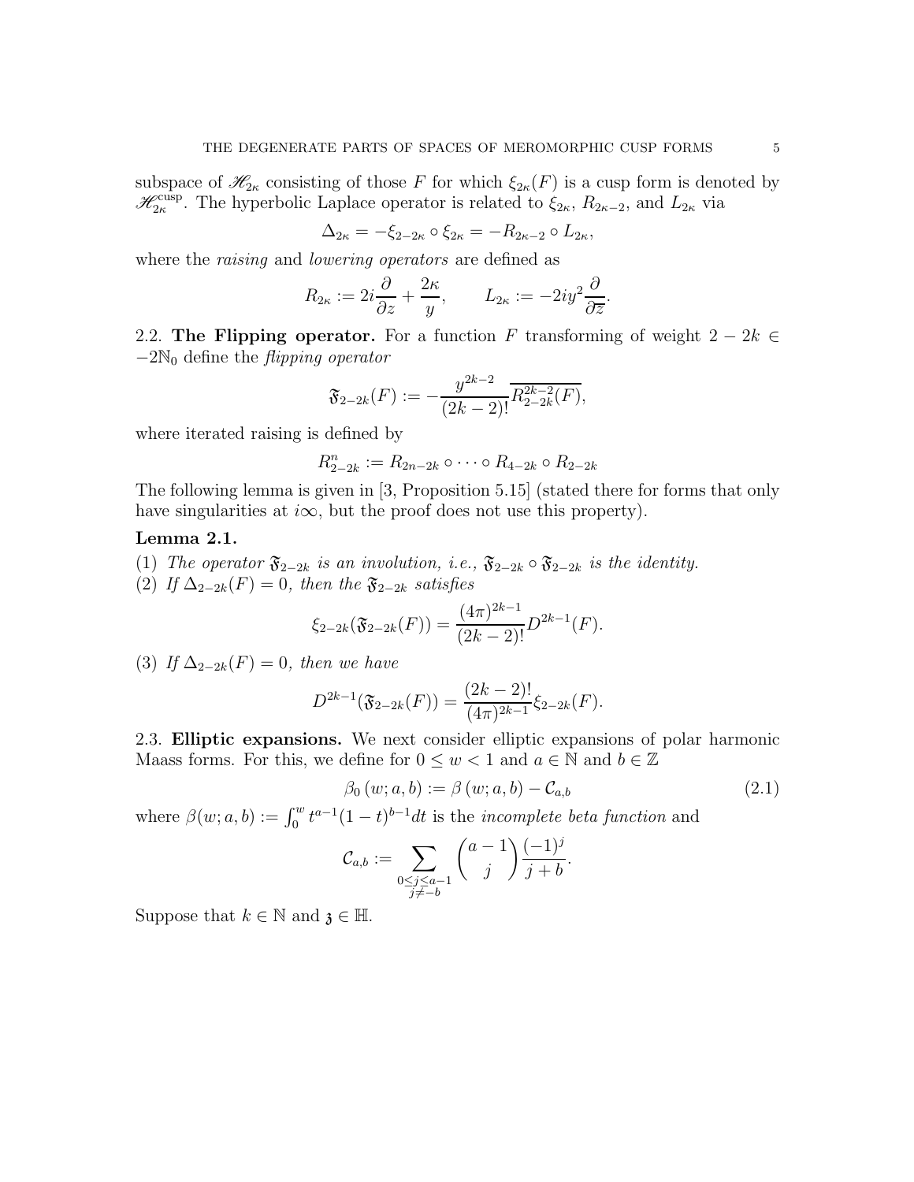subspace of $\mathscr{H}_{2\kappa}$ consisting of those $F$ for which $\xi_{2\kappa}(F)$ is a cusp form is denoted by $\mathscr{H}_{2\kappa}^{\mathrm{cusp}}$. The hyperbolic Laplace operator is related to $\xi_{2\kappa}$, $R_{2\kappa-2}$, and $L_{2\kappa}$ via

$$\Delta_{2\kappa} = -\xi_{2-2\kappa} \circ \xi_{2\kappa} = -R_{2\kappa-2} \circ L_{2\kappa},$$

where the *raising* and *lowering operators* are defined as

$$R_{2\kappa} := 2i\frac{\partial}{\partial z} + \frac{2\kappa}{y}, \qquad L_{2\kappa} := -2iy^2\frac{\partial}{\partial \overline{z}}.$$

### 2.2. The Flipping operator.

For a function $F$ transforming of weight $2-2k \in -2\mathbb{N}_0$ define the *flipping operator*

$$\mathfrak{F}_{2-2k}(F) := -\frac{y^{2k-2}}{(2k-2)!}\overline{R_{2-2k}^{2k-2}(F)},$$

where iterated raising is defined by

$$R_{2-2k}^{n} := R_{2n-2k} \circ \cdots \circ R_{4-2k} \circ R_{2-2k}$$

The following lemma is given in [3, Proposition 5.15] (stated there for forms that only have singularities at $i\infty$, but the proof does not use this property).

**Lemma 2.1.**

(1) *The operator $\mathfrak{F}_{2-2k}$ is an involution, i.e., $\mathfrak{F}_{2-2k} \circ \mathfrak{F}_{2-2k}$ is the identity.*

(2) *If $\Delta_{2-2k}(F) = 0$, then the $\mathfrak{F}_{2-2k}$ satisfies*

$$\xi_{2-2k}(\mathfrak{F}_{2-2k}(F)) = \frac{(4\pi)^{2k-1}}{(2k-2)!}D^{2k-1}(F).$$

(3) *If $\Delta_{2-2k}(F) = 0$, then we have*

$$D^{2k-1}(\mathfrak{F}_{2-2k}(F)) = \frac{(2k-2)!}{(4\pi)^{2k-1}}\xi_{2-2k}(F).$$

### 2.3. Elliptic expansions.

We next consider elliptic expansions of polar harmonic Maass forms. For this, we define for $0 \leq w < 1$ and $a \in \mathbb{N}$ and $b \in \mathbb{Z}$

$$\beta_0(w; a, b) := \beta(w; a, b) - \mathcal{C}_{a,b} \tag{2.1}$$

where $\beta(w; a, b) := \int_0^w t^{a-1}(1-t)^{b-1}dt$ is the *incomplete beta function* and

$$\mathcal{C}_{a,b} := \sum_{\substack{0 \leq j \leq a-1 \\ j \neq -b}} \binom{a-1}{j}\frac{(-1)^j}{j+b}.$$

Suppose that $k \in \mathbb{N}$ and $\mathfrak{z} \in \mathbb{H}$.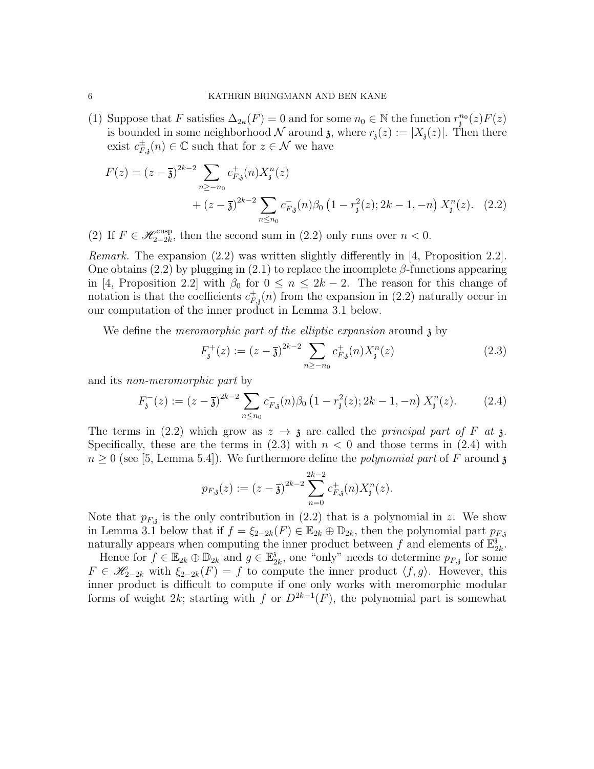(1) Suppose that $F$ satisfies $\Delta_{2\kappa}(F) = 0$ and for some $n_0 \in \mathbb{N}$ the function $r_{\mathfrak{z}}^{n_0}(z)F(z)$ is bounded in some neighborhood $\mathcal{N}$ around $\mathfrak{z}$, where $r_{\mathfrak{z}}(z) := |X_{\mathfrak{z}}(z)|$. Then there exist $c_{F,\mathfrak{z}}^{\pm}(n) \in \mathbb{C}$ such that for $z \in \mathcal{N}$ we have

$$F(z) = (z - \overline{\mathfrak{z}})^{2k-2} \sum_{n \geq -n_0} c_{F,\mathfrak{z}}^{+}(n) X_{\mathfrak{z}}^{n}(z) + (z - \overline{\mathfrak{z}})^{2k-2} \sum_{n \leq n_0} c_{F,\mathfrak{z}}^{-}(n) \beta_0 \left(1 - r_{\mathfrak{z}}^{2}(z); 2k-1, -n\right) X_{\mathfrak{z}}^{n}(z). \quad (2.2)$$

(2) If $F \in \mathscr{H}_{2-2k}^{\text{cusp}}$, then the second sum in (2.2) only runs over $n < 0$.

*Remark.* The expansion (2.2) was written slightly differently in [4, Proposition 2.2]. One obtains (2.2) by plugging in (2.1) to replace the incomplete $\beta$-functions appearing in [4, Proposition 2.2] with $\beta_0$ for $0 \leq n \leq 2k-2$. The reason for this change of notation is that the coefficients $c_{F,\mathfrak{z}}^{+}(n)$ from the expansion in (2.2) naturally occur in our computation of the inner product in Lemma 3.1 below.

We define the *meromorphic part of the elliptic expansion* around $\mathfrak{z}$ by

$$F_{\mathfrak{z}}^{+}(z) := (z - \overline{\mathfrak{z}})^{2k-2} \sum_{n \geq -n_0} c_{F,\mathfrak{z}}^{+}(n) X_{\mathfrak{z}}^{n}(z) \quad (2.3)$$

and its *non-meromorphic part* by

$$F_{\mathfrak{z}}^{-}(z) := (z - \overline{\mathfrak{z}})^{2k-2} \sum_{n \leq n_0} c_{F,\mathfrak{z}}^{-}(n) \beta_0 \left(1 - r_{\mathfrak{z}}^{2}(z); 2k-1, -n\right) X_{\mathfrak{z}}^{n}(z). \quad (2.4)$$

The terms in (2.2) which grow as $z \to \mathfrak{z}$ are called the *principal part of $F$ at $\mathfrak{z}$*. Specifically, these are the terms in (2.3) with $n < 0$ and those terms in (2.4) with $n \geq 0$ (see [5, Lemma 5.4]). We furthermore define the *polynomial part* of $F$ around $\mathfrak{z}$

$$p_{F,\mathfrak{z}}(z) := (z - \overline{\mathfrak{z}})^{2k-2} \sum_{n=0}^{2k-2} c_{F,\mathfrak{z}}^{+}(n) X_{\mathfrak{z}}^{n}(z).$$

Note that $p_{F,\mathfrak{z}}$ is the only contribution in (2.2) that is a polynomial in $z$. We show in Lemma 3.1 below that if $f = \xi_{2-2k}(F) \in \mathbb{E}_{2k} \oplus \mathbb{D}_{2k}$, then the polynomial part $p_{F,\mathfrak{z}}$ naturally appears when computing the inner product between $f$ and elements of $\mathbb{E}_{2k}^{\mathfrak{z}}$.

Hence for $f \in \mathbb{E}_{2k} \oplus \mathbb{D}_{2k}$ and $g \in \mathbb{E}_{2k}^{\mathfrak{z}}$, one "only" needs to determine $p_{F,\mathfrak{z}}$ for some $F \in \mathscr{H}_{2-2k}$ with $\xi_{2-2k}(F) = f$ to compute the inner product $\langle f, g \rangle$. However, this inner product is difficult to compute if one only works with meromorphic modular forms of weight $2k$; starting with $f$ or $D^{2k-1}(F)$, the polynomial part is somewhat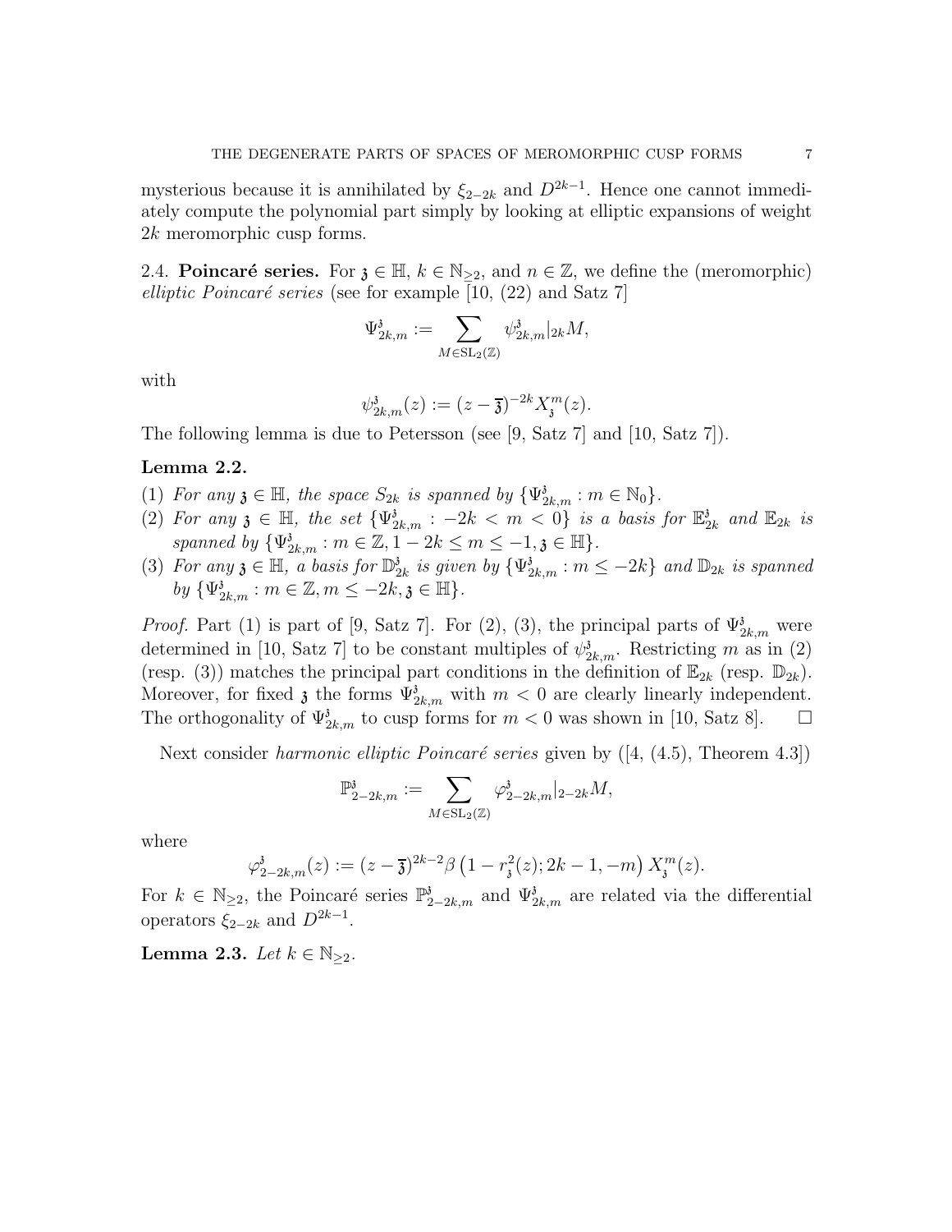mysterious because it is annihilated by $\xi_{2-2k}$ and $D^{2k-1}$. Hence one cannot immediately compute the polynomial part simply by looking at elliptic expansions of weight $2k$ meromorphic cusp forms.

2.4. **Poincaré series.** For $\mathfrak{z} \in \mathbb{H}$, $k \in \mathbb{N}_{\geq 2}$, and $n \in \mathbb{Z}$, we define the (meromorphic) *elliptic Poincaré series* (see for example [10, (22) and Satz 7]

$$\Psi_{2k,m}^{\mathfrak{z}} := \sum_{M \in \mathrm{SL}_2(\mathbb{Z})} \psi_{2k,m}^{\mathfrak{z}}|_{2k} M,$$

with

$$\psi_{2k,m}^{\mathfrak{z}}(z) := (z - \overline{\mathfrak{z}})^{-2k} X_{\mathfrak{z}}^{m}(z).$$

The following lemma is due to Petersson (see [9, Satz 7] and [10, Satz 7]).

**Lemma 2.2.**

(1) *For any $\mathfrak{z} \in \mathbb{H}$, the space $S_{2k}$ is spanned by $\{\Psi_{2k,m}^{\mathfrak{z}} : m \in \mathbb{N}_0\}$.*

(2) *For any $\mathfrak{z} \in \mathbb{H}$, the set $\{\Psi_{2k,m}^{\mathfrak{z}} : -2k < m < 0\}$ is a basis for $\mathbb{E}_{2k}^{\mathfrak{z}}$ and $\mathbb{E}_{2k}$ is spanned by $\{\Psi_{2k,m}^{\mathfrak{z}} : m \in \mathbb{Z}, 1-2k \leq m \leq -1, \mathfrak{z} \in \mathbb{H}\}$.*

(3) *For any $\mathfrak{z} \in \mathbb{H}$, a basis for $\mathbb{D}_{2k}^{\mathfrak{z}}$ is given by $\{\Psi_{2k,m}^{\mathfrak{z}} : m \leq -2k\}$ and $\mathbb{D}_{2k}$ is spanned by $\{\Psi_{2k,m}^{\mathfrak{z}} : m \in \mathbb{Z}, m \leq -2k, \mathfrak{z} \in \mathbb{H}\}$.*

*Proof.* Part (1) is part of [9, Satz 7]. For (2), (3), the principal parts of $\Psi_{2k,m}^{\mathfrak{z}}$ were determined in [10, Satz 7] to be constant multiples of $\psi_{2k,m}^{\mathfrak{z}}$. Restricting $m$ as in (2) (resp. (3)) matches the principal part conditions in the definition of $\mathbb{E}_{2k}$ (resp. $\mathbb{D}_{2k}$). Moreover, for fixed $\mathfrak{z}$ the forms $\Psi_{2k,m}^{\mathfrak{z}}$ with $m < 0$ are clearly linearly independent. The orthogonality of $\Psi_{2k,m}^{\mathfrak{z}}$ to cusp forms for $m < 0$ was shown in [10, Satz 8]. $\square$

Next consider *harmonic elliptic Poincaré series* given by ([4, (4.5), Theorem 4.3])

$$\mathbb{P}_{2-2k,m}^{\mathfrak{z}} := \sum_{M \in \mathrm{SL}_2(\mathbb{Z})} \varphi_{2-2k,m}^{\mathfrak{z}}|_{2-2k} M,$$

where

$$\varphi_{2-2k,m}^{\mathfrak{z}}(z) := (z - \overline{\mathfrak{z}})^{2k-2} \beta\left(1 - r_{\mathfrak{z}}^2(z); 2k-1, -m\right) X_{\mathfrak{z}}^{m}(z).$$

For $k \in \mathbb{N}_{\geq 2}$, the Poincaré series $\mathbb{P}_{2-2k,m}^{\mathfrak{z}}$ and $\Psi_{2k,m}^{\mathfrak{z}}$ are related via the differential operators $\xi_{2-2k}$ and $D^{2k-1}$.

**Lemma 2.3.** *Let $k \in \mathbb{N}_{\geq 2}$.*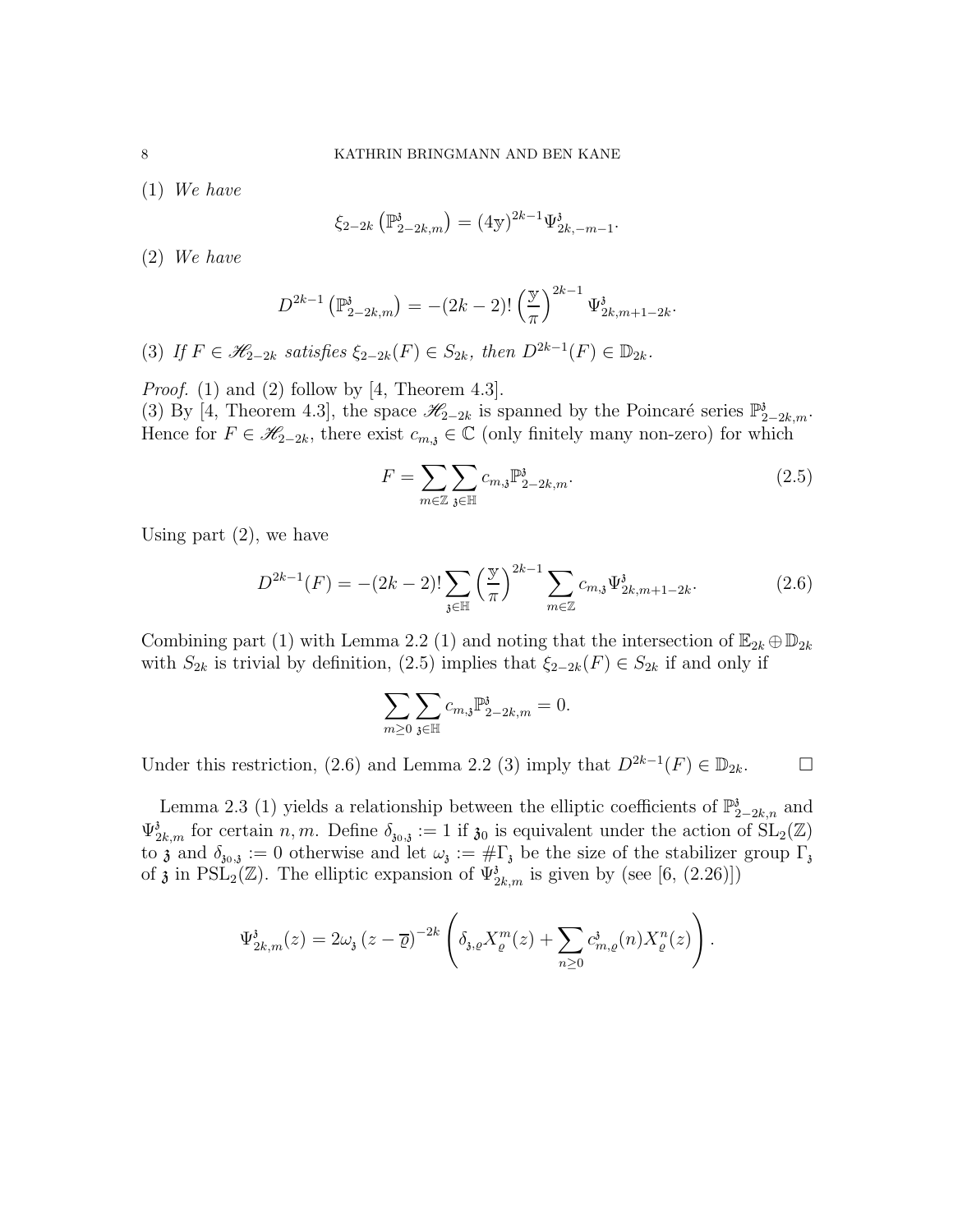(1) *We have*

$$\xi_{2-2k}\left(\mathbb{P}^{\mathfrak{z}}_{2-2k,m}\right) = (4\mathbb{y})^{2k-1}\Psi^{\mathfrak{z}}_{2k,-m-1}.$$

(2) *We have*

$$D^{2k-1}\left(\mathbb{P}^{\mathfrak{z}}_{2-2k,m}\right) = -(2k-2)!\left(\frac{\mathbb{y}}{\pi}\right)^{2k-1}\Psi^{\mathfrak{z}}_{2k,m+1-2k}.$$

(3) *If $F \in \mathscr{H}_{2-2k}$ satisfies $\xi_{2-2k}(F) \in S_{2k}$, then $D^{2k-1}(F) \in \mathbb{D}_{2k}$.*

*Proof.* (1) and (2) follow by [4, Theorem 4.3].
(3) By [4, Theorem 4.3], the space $\mathscr{H}_{2-2k}$ is spanned by the Poincaré series $\mathbb{P}^{\mathfrak{z}}_{2-2k,m}$. Hence for $F \in \mathscr{H}_{2-2k}$, there exist $c_{m,\mathfrak{z}} \in \mathbb{C}$ (only finitely many non-zero) for which

$$F = \sum_{m\in\mathbb{Z}}\sum_{\mathfrak{z}\in\mathbb{H}} c_{m,\mathfrak{z}}\mathbb{P}^{\mathfrak{z}}_{2-2k,m}. \tag{2.5}$$

Using part (2), we have

$$D^{2k-1}(F) = -(2k-2)!\sum_{\mathfrak{z}\in\mathbb{H}}\left(\frac{\mathbb{y}}{\pi}\right)^{2k-1}\sum_{m\in\mathbb{Z}} c_{m,\mathfrak{z}}\Psi^{\mathfrak{z}}_{2k,m+1-2k}. \tag{2.6}$$

Combining part (1) with Lemma 2.2 (1) and noting that the intersection of $\mathbb{E}_{2k}\oplus\mathbb{D}_{2k}$ with $S_{2k}$ is trivial by definition, (2.5) implies that $\xi_{2-2k}(F) \in S_{2k}$ if and only if

$$\sum_{m\geq 0}\sum_{\mathfrak{z}\in\mathbb{H}} c_{m,\mathfrak{z}}\mathbb{P}^{\mathfrak{z}}_{2-2k,m} = 0.$$

Under this restriction, (2.6) and Lemma 2.2 (3) imply that $D^{2k-1}(F) \in \mathbb{D}_{2k}$. $\square$

Lemma 2.3 (1) yields a relationship between the elliptic coefficients of $\mathbb{P}^{\mathfrak{z}}_{2-2k,n}$ and $\Psi^{\mathfrak{z}}_{2k,m}$ for certain $n, m$. Define $\delta_{\mathfrak{z}_0,\mathfrak{z}} := 1$ if $\mathfrak{z}_0$ is equivalent under the action of $\mathrm{SL}_2(\mathbb{Z})$ to $\mathfrak{z}$ and $\delta_{\mathfrak{z}_0,\mathfrak{z}} := 0$ otherwise and let $\omega_{\mathfrak{z}} := \#\Gamma_{\mathfrak{z}}$ be the size of the stabilizer group $\Gamma_{\mathfrak{z}}$ of $\mathfrak{z}$ in $\mathrm{PSL}_2(\mathbb{Z})$. The elliptic expansion of $\Psi^{\mathfrak{z}}_{2k,m}$ is given by (see [6, (2.26)])

$$\Psi^{\mathfrak{z}}_{2k,m}(z) = 2\omega_{\mathfrak{z}}\left(z-\overline{\varrho}\right)^{-2k}\left(\delta_{\mathfrak{z},\varrho}X^m_{\varrho}(z) + \sum_{n\geq 0} c^{\mathfrak{z}}_{m,\varrho}(n)X^n_{\varrho}(z)\right).$$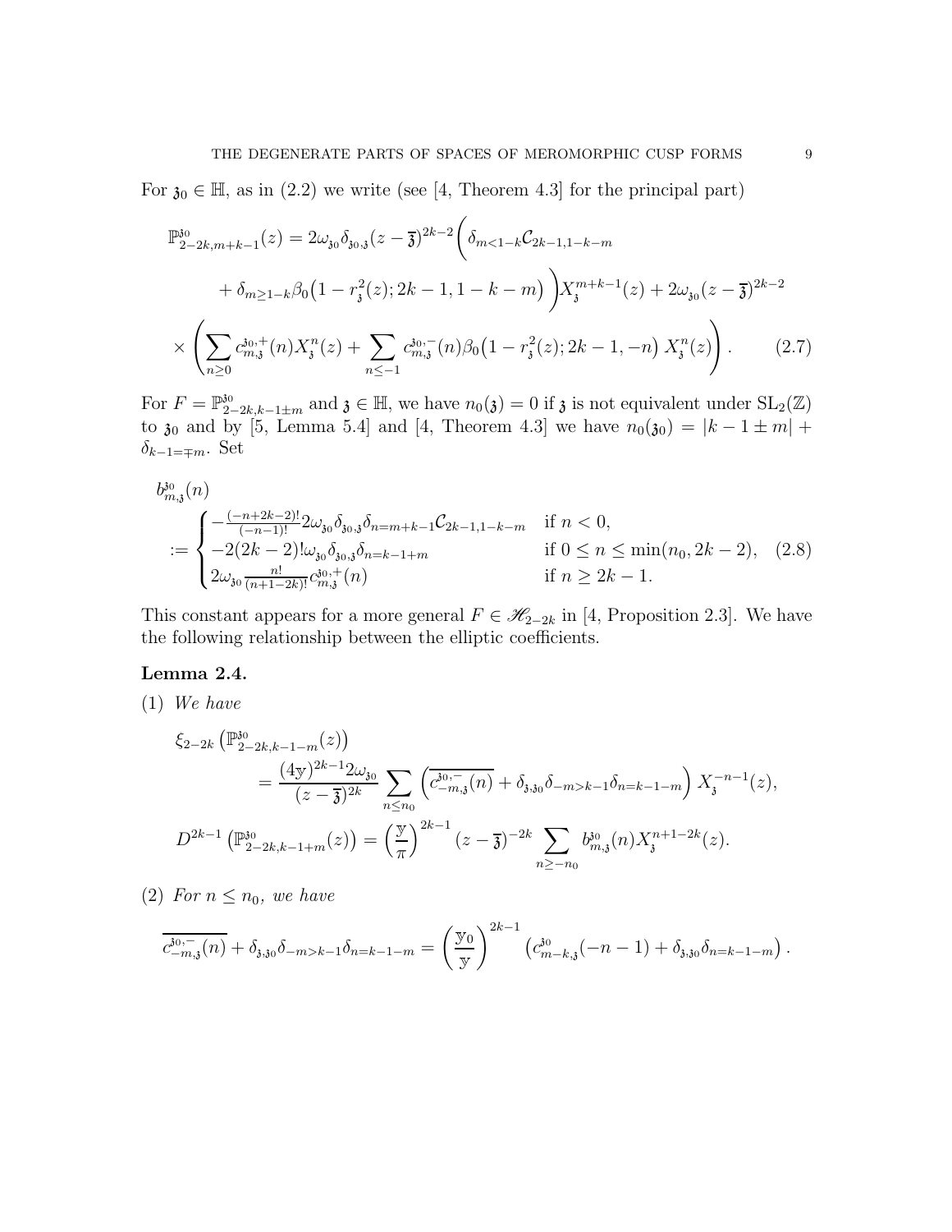For $\mathfrak{z}_0 \in \mathbb{H}$, as in (2.2) we write (see [4, Theorem 4.3] for the principal part)

$$
\begin{aligned}
\mathbb{P}^{\mathfrak{z}_0}_{2-2k,m+k-1}(z) &= 2\omega_{\mathfrak{z}_0}\delta_{\mathfrak{z}_0,\mathfrak{z}}(z-\overline{\mathfrak{z}})^{2k-2}\Bigg(\delta_{m<1-k}\mathcal{C}_{2k-1,1-k-m} \\
&\quad + \delta_{m\geq 1-k}\beta_0\big(1-r_{\mathfrak{z}}^2(z); 2k-1, 1-k-m\big)\Bigg)X_{\mathfrak{z}}^{m+k-1}(z) + 2\omega_{\mathfrak{z}_0}(z-\overline{\mathfrak{z}})^{2k-2} \\
&\quad \times \left(\sum_{n\geq 0} c^{\mathfrak{z}_0,+}_{m,\mathfrak{z}}(n)X_{\mathfrak{z}}^n(z) + \sum_{n\leq -1} c^{\mathfrak{z}_0,-}_{m,\mathfrak{z}}(n)\beta_0\big(1-r_{\mathfrak{z}}^2(z);2k-1,-n\big)\, X_{\mathfrak{z}}^n(z)\right). \qquad (2.7)
\end{aligned}
$$

For $F = \mathbb{P}^{\mathfrak{z}_0}_{2-2k,k-1\pm m}$ and $\mathfrak{z} \in \mathbb{H}$, we have $n_0(\mathfrak{z}) = 0$ if $\mathfrak{z}$ is not equivalent under $\mathrm{SL}_2(\mathbb{Z})$ to $\mathfrak{z}_0$ and by [5, Lemma 5.4] and [4, Theorem 4.3] we have $n_0(\mathfrak{z}_0) = |k-1\pm m| + \delta_{k-1=\mp m}$. Set

$$
b^{\mathfrak{z}_0}_{m,\mathfrak{z}}(n) := \begin{cases} -\frac{(-n+2k-2)!}{(-n-1)!}2\omega_{\mathfrak{z}_0}\delta_{\mathfrak{z}_0,\mathfrak{z}}\delta_{n=m+k-1}\mathcal{C}_{2k-1,1-k-m} & \text{if } n<0, \\ -2(2k-2)!\omega_{\mathfrak{z}_0}\delta_{\mathfrak{z}_0,\mathfrak{z}}\delta_{n=k-1+m} & \text{if } 0\leq n\leq \min(n_0, 2k-2), \\ 2\omega_{\mathfrak{z}_0}\frac{n!}{(n+1-2k)!}c^{\mathfrak{z}_0,+}_{m,\mathfrak{z}}(n) & \text{if } n\geq 2k-1. \end{cases} \qquad (2.8)
$$

This constant appears for a more general $F \in \mathscr{H}_{2-2k}$ in [4, Proposition 2.3]. We have the following relationship between the elliptic coefficients.

**Lemma 2.4.**

(1) *We have*

$$
\begin{aligned}
\xi_{2-2k}\left(\mathbb{P}^{\mathfrak{z}_0}_{2-2k,k-1-m}(z)\right) &= \frac{(4\mathrm{y})^{2k-1}2\omega_{\mathfrak{z}_0}}{(z-\overline{\mathfrak{z}})^{2k}}\sum_{n\leq n_0}\left(\overline{c^{\mathfrak{z}_0,-}_{-m,\mathfrak{z}}(n)} + \delta_{\mathfrak{z},\mathfrak{z}_0}\delta_{-m>k-1}\delta_{n=k-1-m}\right)X_{\mathfrak{z}}^{-n-1}(z), \\
D^{2k-1}\left(\mathbb{P}^{\mathfrak{z}_0}_{2-2k,k-1+m}(z)\right) &= \left(\frac{\mathrm{y}}{\pi}\right)^{2k-1}(z-\overline{\mathfrak{z}})^{-2k}\sum_{n\geq -n_0} b^{\mathfrak{z}_0}_{m,\mathfrak{z}}(n)X_{\mathfrak{z}}^{n+1-2k}(z).
\end{aligned}
$$

(2) *For $n \leq n_0$, we have*

$$
\overline{c^{\mathfrak{z}_0,-}_{-m,\mathfrak{z}}(n)} + \delta_{\mathfrak{z},\mathfrak{z}_0}\delta_{-m>k-1}\delta_{n=k-1-m} = \left(\frac{\mathrm{y}_0}{\mathrm{y}}\right)^{2k-1}\left(c^{\mathfrak{z}_0}_{m-k,\mathfrak{z}}(-n-1) + \delta_{\mathfrak{z},\mathfrak{z}_0}\delta_{n=k-1-m}\right).
$$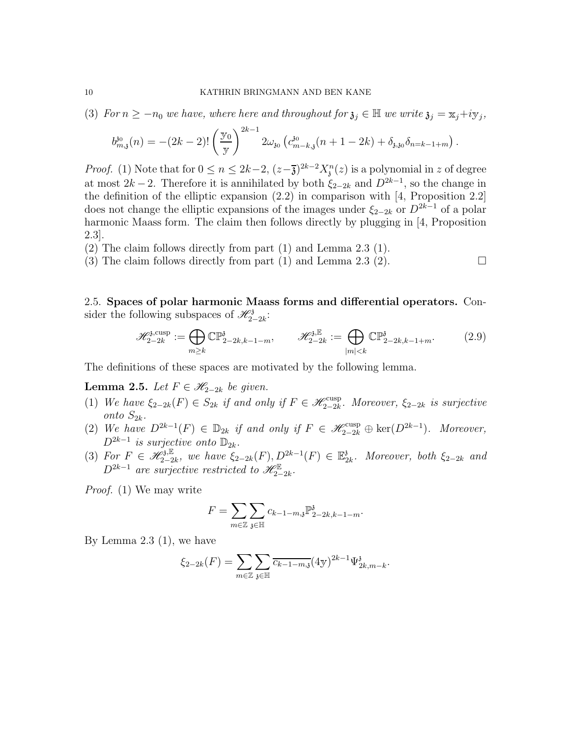(3) *For $n \geq -n_0$ we have, where here and throughout for $\mathfrak{z}_j \in \mathbb{H}$ we write $\mathfrak{z}_j = \mathrm{x}_j + i\mathrm{y}_j$,*

$$b_{m,\mathfrak{z}}^{\mathfrak{z}_0}(n) = -(2k-2)! \left(\frac{\mathrm{y}_0}{\mathrm{y}}\right)^{2k-1} 2\omega_{\mathfrak{z}_0}\left(c_{m-k,\mathfrak{z}}^{\mathfrak{z}_0}(n+1-2k) + \delta_{\mathfrak{z},\mathfrak{z}_0}\delta_{n=k-1+m}\right).$$

*Proof.* (1) Note that for $0 \leq n \leq 2k-2$, $(z-\overline{\mathfrak{z}})^{2k-2}X_{\mathfrak{z}}^n(z)$ is a polynomial in $z$ of degree at most $2k-2$. Therefore it is annihilated by both $\xi_{2-2k}$ and $D^{2k-1}$, so the change in the definition of the elliptic expansion (2.2) in comparison with [4, Proposition 2.2] does not change the elliptic expansions of the images under $\xi_{2-2k}$ or $D^{2k-1}$ of a polar harmonic Maass form. The claim then follows directly by plugging in [4, Proposition 2.3].

(2) The claim follows directly from part (1) and Lemma 2.3 (1).

(3) The claim follows directly from part (1) and Lemma 2.3 (2). $\square$

## 2.5. Spaces of polar harmonic Maass forms and differential operators.

Consider the following subspaces of $\mathscr{H}_{2-2k}^{\mathfrak{z}}$:

$$\mathscr{H}_{2-2k}^{\mathfrak{z},\mathrm{cusp}} := \bigoplus_{m \geq k} \mathbb{C}\mathbb{P}_{2-2k,k-1-m}^{\mathfrak{z}}, \qquad \mathscr{H}_{2-2k}^{\mathfrak{z},\mathbb{E}} := \bigoplus_{|m|<k} \mathbb{C}\mathbb{P}_{2-2k,k-1+m}^{\mathfrak{z}}. \tag{2.9}$$

The definitions of these spaces are motivated by the following lemma.

**Lemma 2.5.** *Let $F \in \mathscr{H}_{2-2k}$ be given.*

(1) *We have $\xi_{2-2k}(F) \in S_{2k}$ if and only if $F \in \mathscr{H}_{2-2k}^{\mathrm{cusp}}$. Moreover, $\xi_{2-2k}$ is surjective onto $S_{2k}$.*

(2) *We have $D^{2k-1}(F) \in \mathbb{D}_{2k}$ if and only if $F \in \mathscr{H}_{2-2k}^{\mathrm{cusp}} \oplus \ker(D^{2k-1})$. Moreover, $D^{2k-1}$ is surjective onto $\mathbb{D}_{2k}$.*

(3) *For $F \in \mathscr{H}_{2-2k}^{\mathfrak{z},\mathbb{E}}$, we have $\xi_{2-2k}(F), D^{2k-1}(F) \in \mathbb{E}_{2k}^{\mathfrak{z}}$. Moreover, both $\xi_{2-2k}$ and $D^{2k-1}$ are surjective restricted to $\mathscr{H}_{2-2k}^{\mathbb{E}}$.*

*Proof.* (1) We may write

$$F = \sum_{m \in \mathbb{Z}} \sum_{\mathfrak{z} \in \mathbb{H}} c_{k-1-m,\mathfrak{z}} \mathbb{P}_{2-2k,k-1-m}^{\mathfrak{z}}.$$

By Lemma 2.3 (1), we have

$$\xi_{2-2k}(F) = \sum_{m \in \mathbb{Z}} \sum_{\mathfrak{z} \in \mathbb{H}} \overline{c_{k-1-m,\mathfrak{z}}}(4\mathrm{y})^{2k-1} \Psi_{2k,m-k}^{\mathfrak{z}}.$$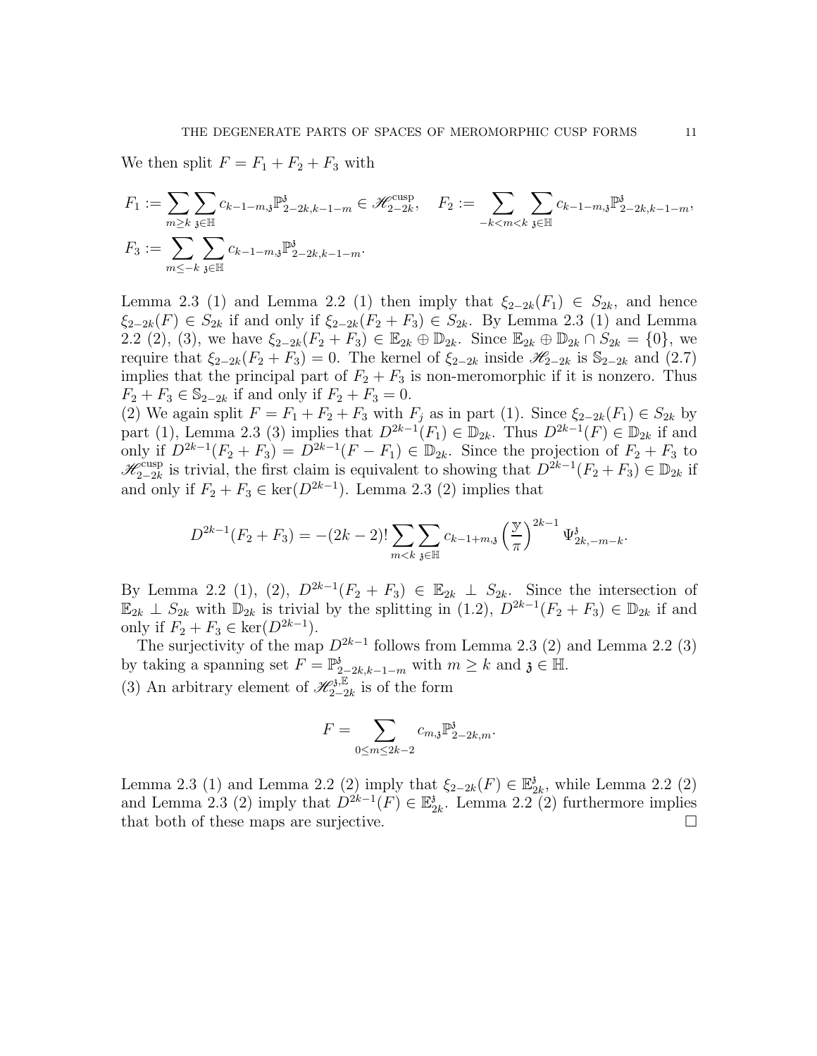We then split $F = F_1 + F_2 + F_3$ with

$$F_1 := \sum_{m\geq k}\sum_{\mathfrak{z}\in\mathbb{H}} c_{k-1-m,\mathfrak{z}}\mathbb{P}^{\mathfrak{z}}_{2-2k,k-1-m} \in \mathscr{H}^{\mathrm{cusp}}_{2-2k}, \quad F_2 := \sum_{-k<m<k}\sum_{\mathfrak{z}\in\mathbb{H}} c_{k-1-m,\mathfrak{z}}\mathbb{P}^{\mathfrak{z}}_{2-2k,k-1-m},$$

$$F_3 := \sum_{m\leq -k}\sum_{\mathfrak{z}\in\mathbb{H}} c_{k-1-m,\mathfrak{z}}\mathbb{P}^{\mathfrak{z}}_{2-2k,k-1-m}.$$

Lemma 2.3 (1) and Lemma 2.2 (1) then imply that $\xi_{2-2k}(F_1) \in S_{2k}$, and hence $\xi_{2-2k}(F) \in S_{2k}$ if and only if $\xi_{2-2k}(F_2 + F_3) \in S_{2k}$. By Lemma 2.3 (1) and Lemma 2.2 (2), (3), we have $\xi_{2-2k}(F_2 + F_3) \in \mathbb{E}_{2k} \oplus \mathbb{D}_{2k}$. Since $\mathbb{E}_{2k} \oplus \mathbb{D}_{2k} \cap S_{2k} = \{0\}$, we require that $\xi_{2-2k}(F_2 + F_3) = 0$. The kernel of $\xi_{2-2k}$ inside $\mathscr{H}_{2-2k}$ is $\mathbb{S}_{2-2k}$ and (2.7) implies that the principal part of $F_2 + F_3$ is non-meromorphic if it is nonzero. Thus $F_2 + F_3 \in \mathbb{S}_{2-2k}$ if and only if $F_2 + F_3 = 0$.
(2) We again split $F = F_1 + F_2 + F_3$ with $F_j$ as in part (1). Since $\xi_{2-2k}(F_1) \in S_{2k}$ by part (1), Lemma 2.3 (3) implies that $D^{2k-1}(F_1) \in \mathbb{D}_{2k}$. Thus $D^{2k-1}(F) \in \mathbb{D}_{2k}$ if and only if $D^{2k-1}(F_2 + F_3) = D^{2k-1}(F - F_1) \in \mathbb{D}_{2k}$. Since the projection of $F_2 + F_3$ to $\mathscr{H}^{\mathrm{cusp}}_{2-2k}$ is trivial, the first claim is equivalent to showing that $D^{2k-1}(F_2 + F_3) \in \mathbb{D}_{2k}$ if and only if $F_2 + F_3 \in \ker(D^{2k-1})$. Lemma 2.3 (2) implies that

$$D^{2k-1}(F_2 + F_3) = -(2k-2)! \sum_{m<k}\sum_{\mathfrak{z}\in\mathbb{H}} c_{k-1+m,\mathfrak{z}} \left(\frac{\mathbb{y}}{\pi}\right)^{2k-1} \Psi^{\mathfrak{z}}_{2k,-m-k}.$$

By Lemma 2.2 (1), (2), $D^{2k-1}(F_2 + F_3) \in \mathbb{E}_{2k} \perp S_{2k}$. Since the intersection of $\mathbb{E}_{2k} \perp S_{2k}$ with $\mathbb{D}_{2k}$ is trivial by the splitting in (1.2), $D^{2k-1}(F_2 + F_3) \in \mathbb{D}_{2k}$ if and only if $F_2 + F_3 \in \ker(D^{2k-1})$.

The surjectivity of the map $D^{2k-1}$ follows from Lemma 2.3 (2) and Lemma 2.2 (3) by taking a spanning set $F = \mathbb{P}^{\mathfrak{z}}_{2-2k,k-1-m}$ with $m \geq k$ and $\mathfrak{z} \in \mathbb{H}$.
(3) An arbitrary element of $\mathscr{H}^{\mathfrak{z},\mathbb{E}}_{2-2k}$ is of the form

$$F = \sum_{0\leq m\leq 2k-2} c_{m,\mathfrak{z}}\mathbb{P}^{\mathfrak{z}}_{2-2k,m}.$$

Lemma 2.3 (1) and Lemma 2.2 (2) imply that $\xi_{2-2k}(F) \in \mathbb{E}^{\mathfrak{z}}_{2k}$, while Lemma 2.2 (2) and Lemma 2.3 (2) imply that $D^{2k-1}(F) \in \mathbb{E}^{\mathfrak{z}}_{2k}$. Lemma 2.2 (2) furthermore implies that both of these maps are surjective. $\square$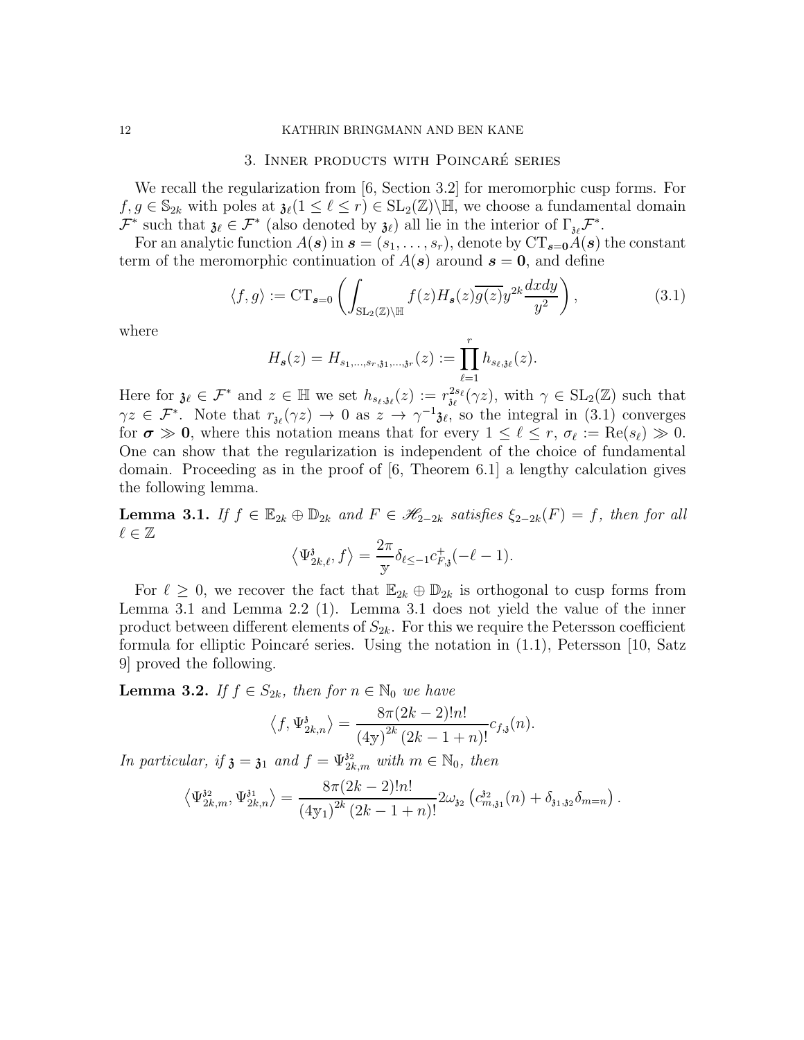## 3. Inner products with Poincaré series

We recall the regularization from [6, Section 3.2] for meromorphic cusp forms. For $f, g \in \mathbb{S}_{2k}$ with poles at $\mathfrak{z}_\ell (1 \leq \ell \leq r) \in \mathrm{SL}_2(\mathbb{Z})\backslash\mathbb{H}$, we choose a fundamental domain $\mathcal{F}^*$ such that $\mathfrak{z}_\ell \in \mathcal{F}^*$ (also denoted by $\mathfrak{z}_\ell$) all lie in the interior of $\Gamma_{\mathfrak{z}_\ell}\mathcal{F}^*$.

For an analytic function $A(\boldsymbol{s})$ in $\boldsymbol{s} = (s_1, \ldots, s_r)$, denote by $\mathrm{CT}_{\boldsymbol{s}=\boldsymbol{0}} A(\boldsymbol{s})$ the constant term of the meromorphic continuation of $A(\boldsymbol{s})$ around $\boldsymbol{s} = \boldsymbol{0}$, and define

$$\langle f, g\rangle := \mathrm{CT}_{\boldsymbol{s}=0}\left(\int_{\mathrm{SL}_2(\mathbb{Z})\backslash\mathbb{H}} f(z) H_{\boldsymbol{s}}(z)\overline{g(z)} y^{2k}\frac{dxdy}{y^2}\right), \tag{3.1}$$

where

$$H_{\boldsymbol{s}}(z) = H_{s_1,\ldots,s_r,\mathfrak{z}_1,\ldots,\mathfrak{z}_r}(z) := \prod_{\ell=1}^{r} h_{s_\ell,\mathfrak{z}_\ell}(z).$$

Here for $\mathfrak{z}_\ell \in \mathcal{F}^*$ and $z \in \mathbb{H}$ we set $h_{s_\ell,\mathfrak{z}_\ell}(z) := r_{\mathfrak{z}_\ell}^{2s_\ell}(\gamma z)$, with $\gamma \in \mathrm{SL}_2(\mathbb{Z})$ such that $\gamma z \in \mathcal{F}^*$. Note that $r_{\mathfrak{z}_\ell}(\gamma z) \to 0$ as $z \to \gamma^{-1}\mathfrak{z}_\ell$, so the integral in (3.1) converges for $\boldsymbol{\sigma} \gg \boldsymbol{0}$, where this notation means that for every $1 \leq \ell \leq r$, $\sigma_\ell := \mathrm{Re}(s_\ell) \gg 0$. One can show that the regularization is independent of the choice of fundamental domain. Proceeding as in the proof of [6, Theorem 6.1] a lengthy calculation gives the following lemma.

**Lemma 3.1.** *If $f \in \mathbb{E}_{2k} \oplus \mathbb{D}_{2k}$ and $F \in \mathscr{H}_{2-2k}$ satisfies $\xi_{2-2k}(F) = f$, then for all $\ell \in \mathbb{Z}$*

$$\left\langle \Psi_{2k,\ell}^{\mathfrak{z}}, f\right\rangle = \frac{2\pi}{\mathrm{y}}\delta_{\ell\leq -1} c_{F,\mathfrak{z}}^{+}(-\ell-1).$$

For $\ell \geq 0$, we recover the fact that $\mathbb{E}_{2k} \oplus \mathbb{D}_{2k}$ is orthogonal to cusp forms from Lemma 3.1 and Lemma 2.2 (1). Lemma 3.1 does not yield the value of the inner product between different elements of $S_{2k}$. For this we require the Petersson coefficient formula for elliptic Poincaré series. Using the notation in (1.1), Petersson [10, Satz 9] proved the following.

**Lemma 3.2.** *If $f \in S_{2k}$, then for $n \in \mathbb{N}_0$ we have*

$$\left\langle f, \Psi_{2k,n}^{\mathfrak{z}}\right\rangle = \frac{8\pi(2k-2)!n!}{(4\mathrm{y})^{2k}(2k-1+n)!} c_{f,\mathfrak{z}}(n).$$

*In particular, if $\mathfrak{z} = \mathfrak{z}_1$ and $f = \Psi_{2k,m}^{\mathfrak{z}_2}$ with $m \in \mathbb{N}_0$, then*

$$\left\langle \Psi_{2k,m}^{\mathfrak{z}_2}, \Psi_{2k,n}^{\mathfrak{z}_1}\right\rangle = \frac{8\pi(2k-2)!n!}{(4\mathrm{y}_1)^{2k}(2k-1+n)!} 2\omega_{\mathfrak{z}_2}\left(c_{m,\mathfrak{z}_1}^{\mathfrak{z}_2}(n) + \delta_{\mathfrak{z}_1,\mathfrak{z}_2}\delta_{m=n}\right).$$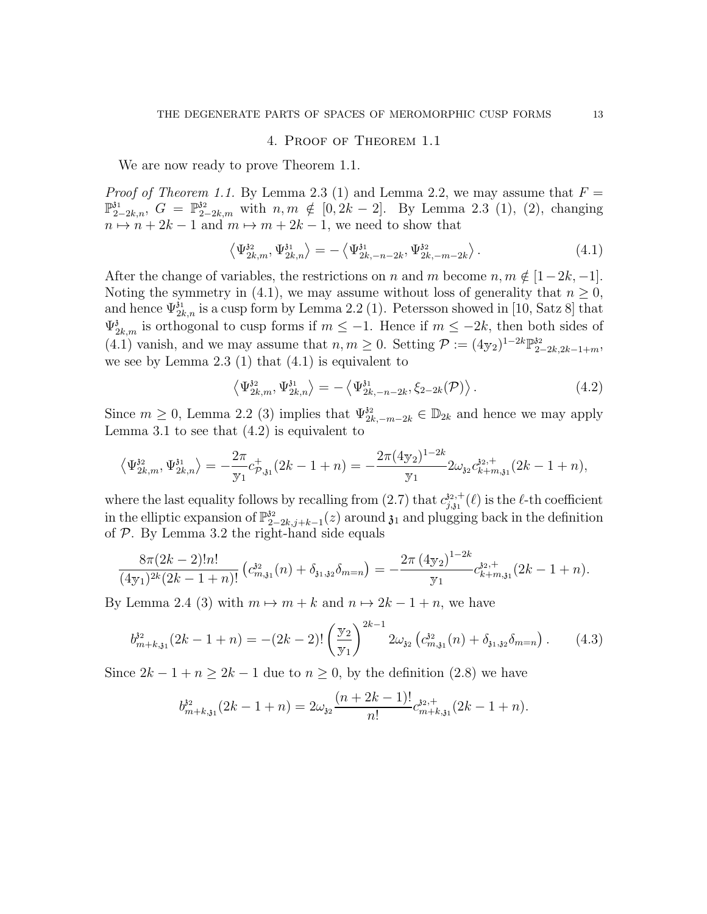## 4. Proof of Theorem 1.1

We are now ready to prove Theorem 1.1.

*Proof of Theorem 1.1.* By Lemma 2.3 (1) and Lemma 2.2, we may assume that $F = \mathbb{P}^{\mathfrak{z}_1}_{2-2k,n}$, $G = \mathbb{P}^{\mathfrak{z}_2}_{2-2k,m}$ with $n, m \notin [0, 2k-2]$. By Lemma 2.3 (1), (2), changing $n \mapsto n + 2k - 1$ and $m \mapsto m + 2k - 1$, we need to show that

$$\left\langle \Psi^{\mathfrak{z}_2}_{2k,m}, \Psi^{\mathfrak{z}_1}_{2k,n} \right\rangle = -\left\langle \Psi^{\mathfrak{z}_1}_{2k,-n-2k}, \Psi^{\mathfrak{z}_2}_{2k,-m-2k} \right\rangle. \tag{4.1}$$

After the change of variables, the restrictions on $n$ and $m$ become $n, m \notin [1-2k, -1]$. Noting the symmetry in (4.1), we may assume without loss of generality that $n \geq 0$, and hence $\Psi^{\mathfrak{z}_1}_{2k,n}$ is a cusp form by Lemma 2.2 (1). Petersson showed in [10, Satz 8] that $\Psi^{\mathfrak{z}}_{2k,m}$ is orthogonal to cusp forms if $m \leq -1$. Hence if $m \leq -2k$, then both sides of (4.1) vanish, and we may assume that $n, m \geq 0$. Setting $\mathcal{P} := (4\mathrm{y}_2)^{1-2k} \mathbb{P}^{\mathfrak{z}_2}_{2-2k,2k-1+m}$, we see by Lemma 2.3 (1) that (4.1) is equivalent to

$$\left\langle \Psi^{\mathfrak{z}_2}_{2k,m}, \Psi^{\mathfrak{z}_1}_{2k,n} \right\rangle = -\left\langle \Psi^{\mathfrak{z}_1}_{2k,-n-2k}, \xi_{2-2k}(\mathcal{P}) \right\rangle. \tag{4.2}$$

Since $m \geq 0$, Lemma 2.2 (3) implies that $\Psi^{\mathfrak{z}_2}_{2k,-m-2k} \in \mathbb{D}_{2k}$ and hence we may apply Lemma 3.1 to see that (4.2) is equivalent to

$$\left\langle \Psi^{\mathfrak{z}_2}_{2k,m}, \Psi^{\mathfrak{z}_1}_{2k,n} \right\rangle = -\frac{2\pi}{\mathrm{y}_1} c^{+}_{\mathcal{P},\mathfrak{z}_1}(2k-1+n) = -\frac{2\pi (4\mathrm{y}_2)^{1-2k}}{\mathrm{y}_1} 2\omega_{\mathfrak{z}_2} c^{\mathfrak{z}_2,+}_{k+m,\mathfrak{z}_1}(2k-1+n),$$

where the last equality follows by recalling from (2.7) that $c^{\mathfrak{z}_2,+}_{j,\mathfrak{z}_1}(\ell)$ is the $\ell$-th coefficient in the elliptic expansion of $\mathbb{P}^{\mathfrak{z}_2}_{2-2k,j+k-1}(z)$ around $\mathfrak{z}_1$ and plugging back in the definition of $\mathcal{P}$. By Lemma 3.2 the right-hand side equals

$$\frac{8\pi(2k-2)!n!}{(4\mathrm{y}_1)^{2k}(2k-1+n)!} \left( c^{\mathfrak{z}_2}_{m,\mathfrak{z}_1}(n) + \delta_{\mathfrak{z}_1,\mathfrak{z}_2} \delta_{m=n} \right) = -\frac{2\pi \left(4\mathrm{y}_2\right)^{1-2k}}{\mathrm{y}_1} c^{\mathfrak{z}_2,+}_{k+m,\mathfrak{z}_1}(2k-1+n).$$

By Lemma 2.4 (3) with $m \mapsto m + k$ and $n \mapsto 2k - 1 + n$, we have

$$b^{\mathfrak{z}_2}_{m+k,\mathfrak{z}_1}(2k-1+n) = -(2k-2)! \left(\frac{\mathrm{y}_2}{\mathrm{y}_1}\right)^{2k-1} 2\omega_{\mathfrak{z}_2} \left( c^{\mathfrak{z}_2}_{m,\mathfrak{z}_1}(n) + \delta_{\mathfrak{z}_1,\mathfrak{z}_2} \delta_{m=n} \right). \tag{4.3}$$

Since $2k - 1 + n \geq 2k - 1$ due to $n \geq 0$, by the definition (2.8) we have

$$b^{\mathfrak{z}_2}_{m+k,\mathfrak{z}_1}(2k-1+n) = 2\omega_{\mathfrak{z}_2} \frac{(n+2k-1)!}{n!} c^{\mathfrak{z}_2,+}_{m+k,\mathfrak{z}_1}(2k-1+n).$$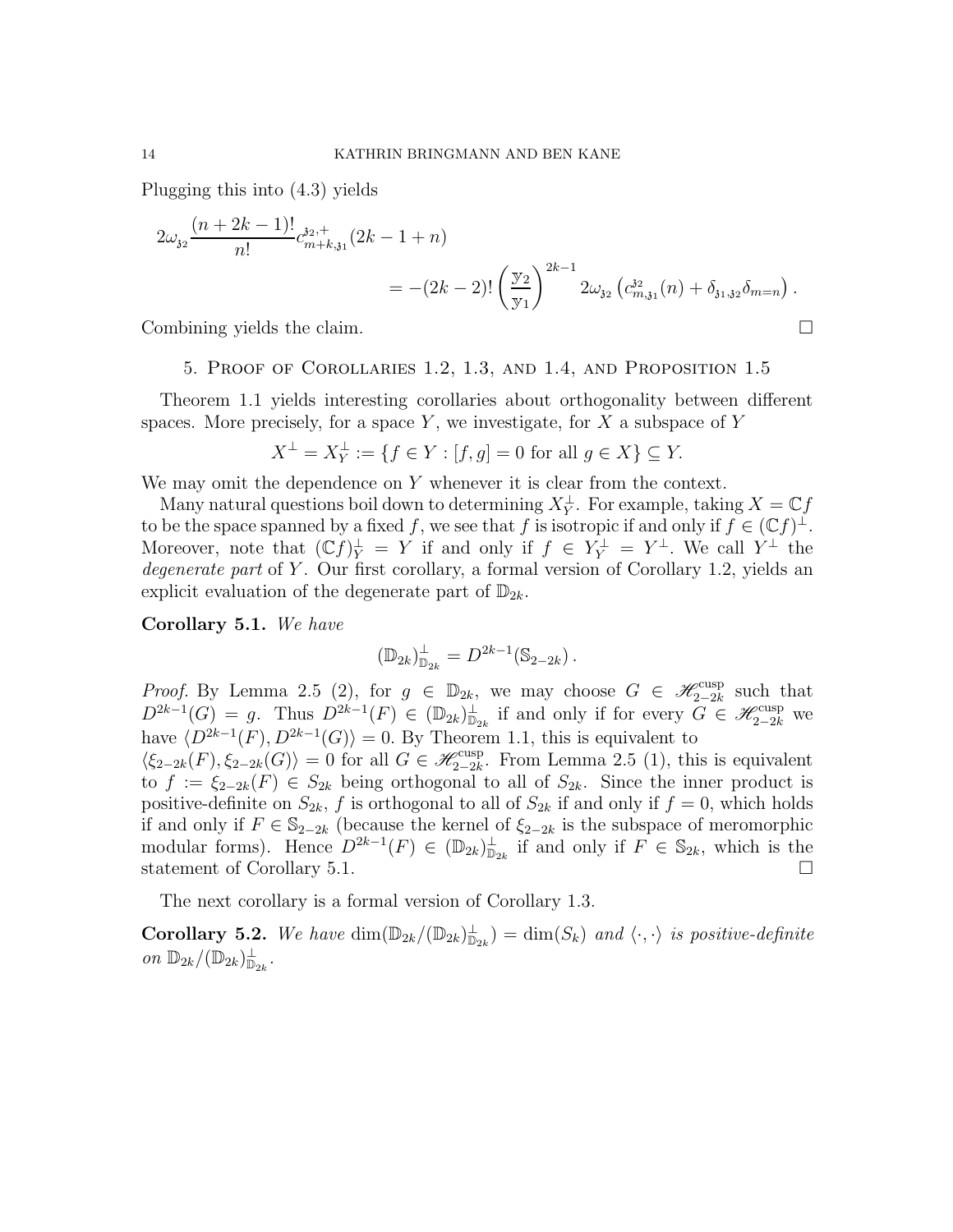Plugging this into (4.3) yields

$$2\omega_{\mathfrak{z}_2}\frac{(n+2k-1)!}{n!}c^{\mathfrak{z}_2,+}_{m+k,\mathfrak{z}_1}(2k-1+n) \\ = -(2k-2)!\left(\frac{\mathbb{y}_2}{\mathbb{y}_1}\right)^{2k-1}2\omega_{\mathfrak{z}_2}\left(c^{\mathfrak{z}_2}_{m,\mathfrak{z}_1}(n)+\delta_{\mathfrak{z}_1,\mathfrak{z}_2}\delta_{m=n}\right).$$

Combining yields the claim. □

## 5. Proof of Corollaries 1.2, 1.3, and 1.4, and Proposition 1.5

Theorem 1.1 yields interesting corollaries about orthogonality between different spaces. More precisely, for a space $Y$, we investigate, for $X$ a subspace of $Y$

$$X^{\perp} = X_Y^{\perp} := \{f \in Y : [f,g] = 0 \text{ for all } g \in X\} \subseteq Y.$$

We may omit the dependence on $Y$ whenever it is clear from the context.

Many natural questions boil down to determining $X_Y^{\perp}$. For example, taking $X = \mathbb{C}f$ to be the space spanned by a fixed $f$, we see that $f$ is isotropic if and only if $f \in (\mathbb{C}f)^{\perp}$. Moreover, note that $(\mathbb{C}f)_Y^{\perp} = Y$ if and only if $f \in Y_Y^{\perp} = Y^{\perp}$. We call $Y^{\perp}$ the *degenerate part* of $Y$. Our first corollary, a formal version of Corollary 1.2, yields an explicit evaluation of the degenerate part of $\mathbb{D}_{2k}$.

**Corollary 5.1.** *We have*

$$(\mathbb{D}_{2k})^{\perp}_{\mathbb{D}_{2k}} = D^{2k-1}(\mathbb{S}_{2-2k}).$$

*Proof.* By Lemma 2.5 (2), for $g \in \mathbb{D}_{2k}$, we may choose $G \in \mathscr{H}_{2-2k}^{\text{cusp}}$ such that $D^{2k-1}(G) = g$. Thus $D^{2k-1}(F) \in (\mathbb{D}_{2k})^{\perp}_{\mathbb{D}_{2k}}$ if and only if for every $G \in \mathscr{H}_{2-2k}^{\text{cusp}}$ we have $\langle D^{2k-1}(F), D^{2k-1}(G)\rangle = 0$. By Theorem 1.1, this is equivalent to $\langle \xi_{2-2k}(F), \xi_{2-2k}(G)\rangle = 0$ for all $G \in \mathscr{H}_{2-2k}^{\text{cusp}}$. From Lemma 2.5 (1), this is equivalent to $f := \xi_{2-2k}(F) \in S_{2k}$ being orthogonal to all of $S_{2k}$. Since the inner product is positive-definite on $S_{2k}$, $f$ is orthogonal to all of $S_{2k}$ if and only if $f = 0$, which holds if and only if $F \in \mathbb{S}_{2-2k}$ (because the kernel of $\xi_{2-2k}$ is the subspace of meromorphic modular forms). Hence $D^{2k-1}(F) \in (\mathbb{D}_{2k})^{\perp}_{\mathbb{D}_{2k}}$ if and only if $F \in \mathbb{S}_{2k}$, which is the statement of Corollary 5.1. □

The next corollary is a formal version of Corollary 1.3.

**Corollary 5.2.** *We have* $\dim(\mathbb{D}_{2k}/(\mathbb{D}_{2k})^{\perp}_{\mathbb{D}_{2k}}) = \dim(S_k)$ *and* $\langle\cdot,\cdot\rangle$ *is positive-definite on* $\mathbb{D}_{2k}/(\mathbb{D}_{2k})^{\perp}_{\mathbb{D}_{2k}}$.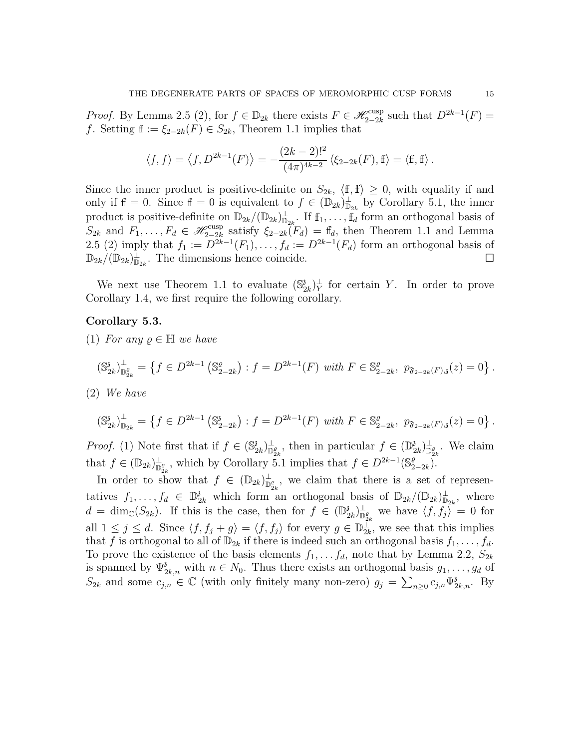*Proof.* By Lemma 2.5 (2), for $f \in \mathbb{D}_{2k}$ there exists $F \in \mathscr{H}_{2-2k}^{\mathrm{cusp}}$ such that $D^{2k-1}(F) = f$. Setting $\mathbb{f} := \xi_{2-2k}(F) \in S_{2k}$, Theorem 1.1 implies that

$$\langle f, f\rangle = \left\langle f, D^{2k-1}(F)\right\rangle = -\frac{(2k-2)!^2}{(4\pi)^{4k-2}} \left\langle \xi_{2-2k}(F), \mathbb{f}\right\rangle = \langle \mathbb{f}, \mathbb{f}\rangle .$$

Since the inner product is positive-definite on $S_{2k}$, $\langle \mathbb{f}, \mathbb{f}\rangle \geq 0$, with equality if and only if $\mathbb{f} = 0$. Since $\mathbb{f} = 0$ is equivalent to $f \in (\mathbb{D}_{2k})^{\perp}_{\mathbb{D}_{2k}}$ by Corollary 5.1, the inner product is positive-definite on $\mathbb{D}_{2k}/(\mathbb{D}_{2k})^{\perp}_{\mathbb{D}_{2k}}$. If $\mathbb{f}_1, \ldots, \mathbb{f}_d$ form an orthogonal basis of $S_{2k}$ and $F_1, \ldots, F_d \in \mathscr{H}_{2-2k}^{\mathrm{cusp}}$ satisfy $\xi_{2-2k}(F_d) = \mathbb{f}_d$, then Theorem 1.1 and Lemma 2.5 (2) imply that $f_1 := D^{2k-1}(F_1), \ldots, f_d := D^{2k-1}(F_d)$ form an orthogonal basis of $\mathbb{D}_{2k}/(\mathbb{D}_{2k})^{\perp}_{\mathbb{D}_{2k}}$. The dimensions hence coincide. □

We next use Theorem 1.1 to evaluate $(\mathbb{S}_{2k}^{\mathfrak{z}})^{\perp}_{Y}$ for certain $Y$. In order to prove Corollary 1.4, we first require the following corollary.

**Corollary 5.3.**

(1) *For any $\varrho \in \mathbb{H}$ we have*

$$(\mathbb{S}_{2k}^{\mathfrak{z}})^{\perp}_{\mathbb{D}_{2k}^{\varrho}} = \left\{ f \in D^{2k-1}\left(\mathbb{S}_{2-2k}^{\varrho}\right) : f = D^{2k-1}(F) \text{ with } F \in \mathbb{S}_{2-2k}^{\varrho},\ p_{\mathfrak{F}_{2-2k}(F),\mathfrak{z}}(z) = 0 \right\}.$$

(2) *We have*

$$(\mathbb{S}_{2k}^{\mathfrak{z}})^{\perp}_{\mathbb{D}_{2k}} = \left\{ f \in D^{2k-1}\left(\mathbb{S}_{2-2k}^{\mathfrak{z}}\right) : f = D^{2k-1}(F) \text{ with } F \in \mathbb{S}_{2-2k}^{\varrho},\ p_{\mathfrak{F}_{2-2k}(F),\mathfrak{z}}(z) = 0 \right\}.$$

*Proof.* (1) Note first that if $f \in (\mathbb{S}_{2k}^{\mathfrak{z}})^{\perp}_{\mathbb{D}_{2k}^{\varrho}}$, then in particular $f \in (\mathbb{D}_{2k}^{\mathfrak{z}})^{\perp}_{\mathbb{D}_{2k}^{\varrho}}$. We claim that $f \in (\mathbb{D}_{2k})^{\perp}_{\mathbb{D}_{2k}^{\varrho}}$, which by Corollary 5.1 implies that $f \in D^{2k-1}(\mathbb{S}_{2-2k}^{\varrho})$.

In order to show that $f \in (\mathbb{D}_{2k})^{\perp}_{\mathbb{D}_{2k}^{\varrho}}$, we claim that there is a set of representatives $f_1, \ldots, f_d \in \mathbb{D}_{2k}^{\mathfrak{z}}$ which form an orthogonal basis of $\mathbb{D}_{2k}/(\mathbb{D}_{2k})^{\perp}_{\mathbb{D}_{2k}}$, where $d = \dim_{\mathbb{C}}(S_{2k})$. If this is the case, then for $f \in (\mathbb{D}_{2k}^{\mathfrak{z}})^{\perp}_{\mathbb{D}_{2k}^{\varrho}}$ we have $\langle f, f_j\rangle = 0$ for all $1 \leq j \leq d$. Since $\langle f, f_j + g\rangle = \langle f, f_j\rangle$ for every $g \in \mathbb{D}_{2k}^{\perp}$, we see that this implies that $f$ is orthogonal to all of $\mathbb{D}_{2k}$ if there is indeed such an orthogonal basis $f_1, \ldots, f_d$. To prove the existence of the basis elements $f_1, \ldots f_d$, note that by Lemma 2.2, $S_{2k}$ is spanned by $\Psi_{2k,n}^{\mathfrak{z}}$ with $n \in N_0$. Thus there exists an orthogonal basis $g_1, \ldots, g_d$ of $S_{2k}$ and some $c_{j,n} \in \mathbb{C}$ (with only finitely many non-zero) $g_j = \sum_{n\geq 0} c_{j,n}\Psi_{2k,n}^{\mathfrak{z}}$. By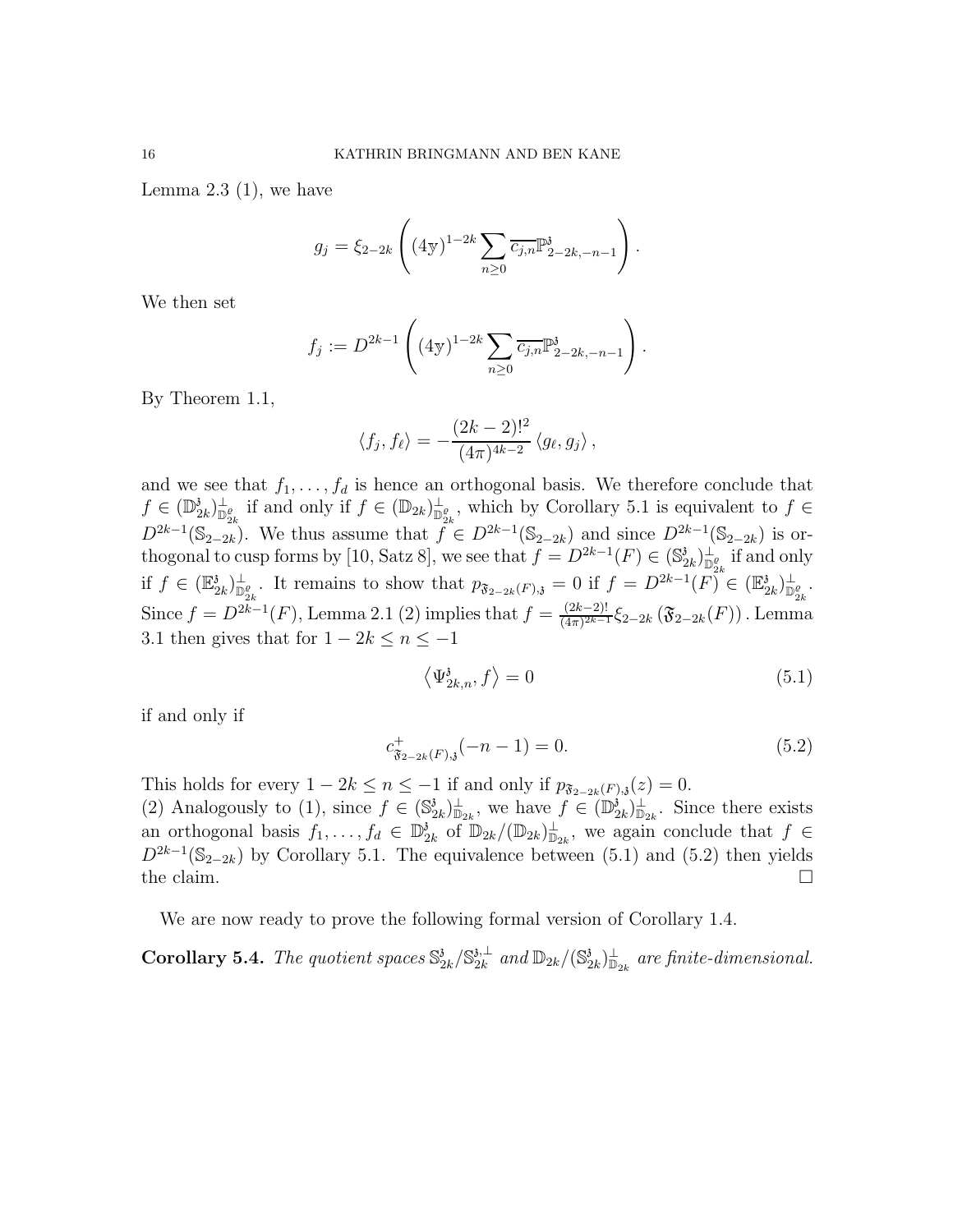Lemma 2.3 (1), we have

$$g_j = \xi_{2-2k}\left( (4\mathbb{y})^{1-2k} \sum_{n\geq 0} \overline{c_{j,n}} \mathbb{P}^{\mathfrak{z}}_{2-2k,-n-1} \right).$$

We then set

$$f_j := D^{2k-1}\left( (4\mathbb{y})^{1-2k} \sum_{n\geq 0} \overline{c_{j,n}} \mathbb{P}^{\mathfrak{z}}_{2-2k,-n-1} \right).$$

By Theorem 1.1,

$$\langle f_j, f_\ell \rangle = -\frac{(2k-2)!^2}{(4\pi)^{4k-2}} \langle g_\ell, g_j \rangle ,$$

and we see that $f_1, \ldots, f_d$ is hence an orthogonal basis. We therefore conclude that $f \in (\mathbb{D}^{\mathfrak{z}}_{2k})^{\perp}_{\mathbb{D}^{\varrho}_{2k}}$ if and only if $f \in (\mathbb{D}_{2k})^{\perp}_{\mathbb{D}^{\varrho}_{2k}}$, which by Corollary 5.1 is equivalent to $f \in D^{2k-1}(\mathbb{S}_{2-2k})$. We thus assume that $f \in D^{2k-1}(\mathbb{S}_{2-2k})$ and since $D^{2k-1}(\mathbb{S}_{2-2k})$ is orthogonal to cusp forms by [10, Satz 8], we see that $f = D^{2k-1}(F) \in (\mathbb{S}^{\mathfrak{z}}_{2k})^{\perp}_{\mathbb{D}^{\varrho}_{2k}}$ if and only if $f \in (\mathbb{E}^{\mathfrak{z}}_{2k})^{\perp}_{\mathbb{D}^{\varrho}_{2k}}$. It remains to show that $p_{\mathfrak{F}_{2-2k}(F),\mathfrak{z}} = 0$ if $f = D^{2k-1}(F) \in (\mathbb{E}^{\mathfrak{z}}_{2k})^{\perp}_{\mathbb{D}^{\varrho}_{2k}}$. Since $f = D^{2k-1}(F)$, Lemma 2.1 (2) implies that $f = \frac{(2k-2)!}{(4\pi)^{2k-1}} \xi_{2-2k}\left(\mathfrak{F}_{2-2k}(F)\right)$. Lemma 3.1 then gives that for $1-2k \leq n \leq -1$

$$\left\langle \Psi^{\mathfrak{z}}_{2k,n}, f \right\rangle = 0 \tag{5.1}$$

if and only if

$$c^{+}_{\mathfrak{F}_{2-2k}(F),\mathfrak{z}}(-n-1) = 0. \tag{5.2}$$

This holds for every $1-2k \leq n \leq -1$ if and only if $p_{\mathfrak{F}_{2-2k}(F),\mathfrak{z}}(z) = 0$.
(2) Analogously to (1), since $f \in (\mathbb{S}^{\mathfrak{z}}_{2k})^{\perp}_{\mathbb{D}_{2k}}$, we have $f \in (\mathbb{D}^{\mathfrak{z}}_{2k})^{\perp}_{\mathbb{D}_{2k}}$. Since there exists an orthogonal basis $f_1, \ldots, f_d \in \mathbb{D}^{\mathfrak{z}}_{2k}$ of $\mathbb{D}_{2k}/(\mathbb{D}_{2k})^{\perp}_{\mathbb{D}_{2k}}$, we again conclude that $f \in D^{2k-1}(\mathbb{S}_{2-2k})$ by Corollary 5.1. The equivalence between (5.1) and (5.2) then yields the claim. $\square$

We are now ready to prove the following formal version of Corollary 1.4.

**Corollary 5.4.** *The quotient spaces $\mathbb{S}^{\mathfrak{z}}_{2k}/\mathbb{S}^{\mathfrak{z},\perp}_{2k}$ and $\mathbb{D}_{2k}/(\mathbb{S}^{\mathfrak{z}}_{2k})^{\perp}_{\mathbb{D}_{2k}}$ are finite-dimensional.*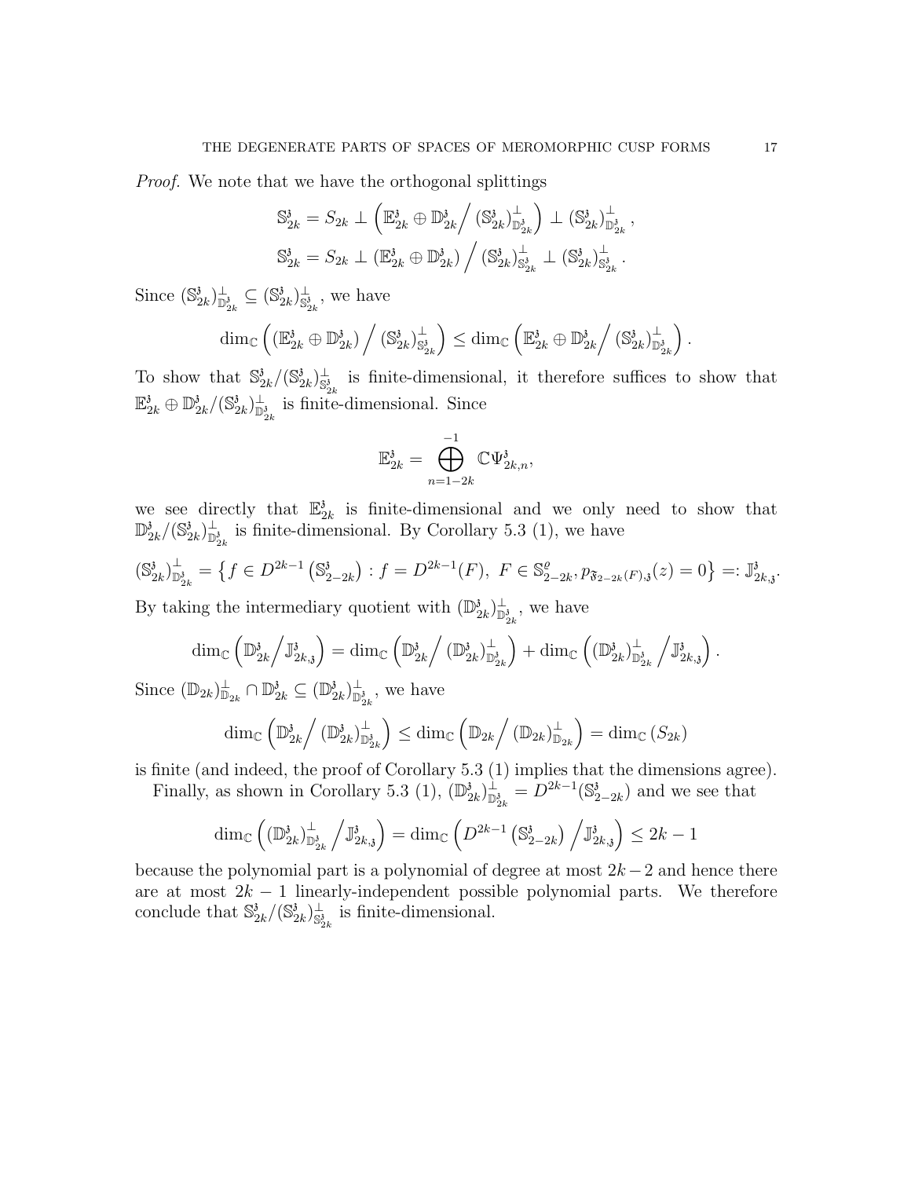*Proof.* We note that we have the orthogonal splittings

$$\mathbb{S}_{2k}^{\mathfrak{z}} = S_{2k} \perp \left( \mathbb{E}_{2k}^{\mathfrak{z}} \oplus \mathbb{D}_{2k}^{\mathfrak{z}} \middle/ (\mathbb{S}_{2k}^{\mathfrak{z}})^{\perp}_{\mathbb{D}_{2k}^{\mathfrak{z}}} \right) \perp (\mathbb{S}_{2k}^{\mathfrak{z}})^{\perp}_{\mathbb{D}_{2k}^{\mathfrak{z}}},$$

$$\mathbb{S}_{2k}^{\mathfrak{z}} = S_{2k} \perp \left( \mathbb{E}_{2k}^{\mathfrak{z}} \oplus \mathbb{D}_{2k}^{\mathfrak{z}} \right) \Big/ (\mathbb{S}_{2k}^{\mathfrak{z}})^{\perp}_{\mathbb{S}_{2k}^{\mathfrak{z}}} \perp (\mathbb{S}_{2k}^{\mathfrak{z}})^{\perp}_{\mathbb{S}_{2k}^{\mathfrak{z}}}.$$

Since $(\mathbb{S}_{2k}^{\mathfrak{z}})^{\perp}_{\mathbb{D}_{2k}^{\mathfrak{z}}} \subseteq (\mathbb{S}_{2k}^{\mathfrak{z}})^{\perp}_{\mathbb{S}_{2k}^{\mathfrak{z}}}$, we have

$$\dim_{\mathbb{C}} \left( \left( \mathbb{E}_{2k}^{\mathfrak{z}} \oplus \mathbb{D}_{2k}^{\mathfrak{z}} \right) \Big/ (\mathbb{S}_{2k}^{\mathfrak{z}})^{\perp}_{\mathbb{S}_{2k}^{\mathfrak{z}}} \right) \leq \dim_{\mathbb{C}} \left( \mathbb{E}_{2k}^{\mathfrak{z}} \oplus \mathbb{D}_{2k}^{\mathfrak{z}} \middle/ (\mathbb{S}_{2k}^{\mathfrak{z}})^{\perp}_{\mathbb{D}_{2k}^{\mathfrak{z}}} \right).$$

To show that $\mathbb{S}_{2k}^{\mathfrak{z}}/(\mathbb{S}_{2k}^{\mathfrak{z}})^{\perp}_{\mathbb{S}_{2k}^{\mathfrak{z}}}$ is finite-dimensional, it therefore suffices to show that $\mathbb{E}_{2k}^{\mathfrak{z}} \oplus \mathbb{D}_{2k}^{\mathfrak{z}}/(\mathbb{S}_{2k}^{\mathfrak{z}})^{\perp}_{\mathbb{D}_{2k}^{\mathfrak{z}}}$ is finite-dimensional. Since

$$\mathbb{E}_{2k}^{\mathfrak{z}} = \bigoplus_{n=1-2k}^{-1} \mathbb{C}\Psi_{2k,n}^{\mathfrak{z}},$$

we see directly that $\mathbb{E}_{2k}^{\mathfrak{z}}$ is finite-dimensional and we only need to show that $\mathbb{D}_{2k}^{\mathfrak{z}}/(\mathbb{S}_{2k}^{\mathfrak{z}})^{\perp}_{\mathbb{D}_{2k}^{\mathfrak{z}}}$ is finite-dimensional. By Corollary 5.3 (1), we have

$$(\mathbb{S}_{2k}^{\mathfrak{z}})^{\perp}_{\mathbb{D}_{2k}^{\mathfrak{z}}} = \left\{ f \in D^{2k-1}\left(\mathbb{S}_{2-2k}^{\mathfrak{z}}\right) : f = D^{2k-1}(F),\ F \in \mathbb{S}_{2-2k}^{\varrho}, p_{\mathfrak{F}_{2-2k}(F),\mathfrak{z}}(z) = 0 \right\} =: \mathbb{J}_{2k,\mathfrak{z}}^{\mathfrak{z}}.$$

By taking the intermediary quotient with $(\mathbb{D}_{2k}^{\mathfrak{z}})^{\perp}_{\mathbb{D}_{2k}^{\mathfrak{z}}}$, we have

$$\dim_{\mathbb{C}} \left( \mathbb{D}_{2k}^{\mathfrak{z}} \middle/ \mathbb{J}_{2k,\mathfrak{z}}^{\mathfrak{z}} \right) = \dim_{\mathbb{C}} \left( \mathbb{D}_{2k}^{\mathfrak{z}} \middle/ (\mathbb{D}_{2k}^{\mathfrak{z}})^{\perp}_{\mathbb{D}_{2k}^{\mathfrak{z}}} \right) + \dim_{\mathbb{C}} \left( (\mathbb{D}_{2k}^{\mathfrak{z}})^{\perp}_{\mathbb{D}_{2k}^{\mathfrak{z}}} \middle/ \mathbb{J}_{2k,\mathfrak{z}}^{\mathfrak{z}} \right).$$

Since $(\mathbb{D}_{2k})^{\perp}_{\mathbb{D}_{2k}} \cap \mathbb{D}_{2k}^{\mathfrak{z}} \subseteq (\mathbb{D}_{2k}^{\mathfrak{z}})^{\perp}_{\mathbb{D}_{2k}^{\mathfrak{z}}}$, we have

$$\dim_{\mathbb{C}} \left( \mathbb{D}_{2k}^{\mathfrak{z}} \middle/ (\mathbb{D}_{2k}^{\mathfrak{z}})^{\perp}_{\mathbb{D}_{2k}^{\mathfrak{z}}} \right) \leq \dim_{\mathbb{C}} \left( \mathbb{D}_{2k} \middle/ (\mathbb{D}_{2k})^{\perp}_{\mathbb{D}_{2k}} \right) = \dim_{\mathbb{C}} \left( S_{2k} \right)$$

is finite (and indeed, the proof of Corollary 5.3 (1) implies that the dimensions agree).

Finally, as shown in Corollary 5.3 (1), $(\mathbb{D}_{2k}^{\mathfrak{z}})^{\perp}_{\mathbb{D}_{2k}^{\mathfrak{z}}} = D^{2k-1}(\mathbb{S}_{2-2k}^{\mathfrak{z}})$ and we see that

$$\dim_{\mathbb{C}} \left( (\mathbb{D}_{2k}^{\mathfrak{z}})^{\perp}_{\mathbb{D}_{2k}^{\mathfrak{z}}} \middle/ \mathbb{J}_{2k,\mathfrak{z}}^{\mathfrak{z}} \right) = \dim_{\mathbb{C}} \left( D^{2k-1}\left(\mathbb{S}_{2-2k}^{\mathfrak{z}}\right) \middle/ \mathbb{J}_{2k,\mathfrak{z}}^{\mathfrak{z}} \right) \leq 2k-1$$

because the polynomial part is a polynomial of degree at most $2k-2$ and hence there are at most $2k-1$ linearly-independent possible polynomial parts. We therefore conclude that $\mathbb{S}_{2k}^{\mathfrak{z}}/(\mathbb{S}_{2k}^{\mathfrak{z}})^{\perp}_{\mathbb{S}_{2k}^{\mathfrak{z}}}$ is finite-dimensional.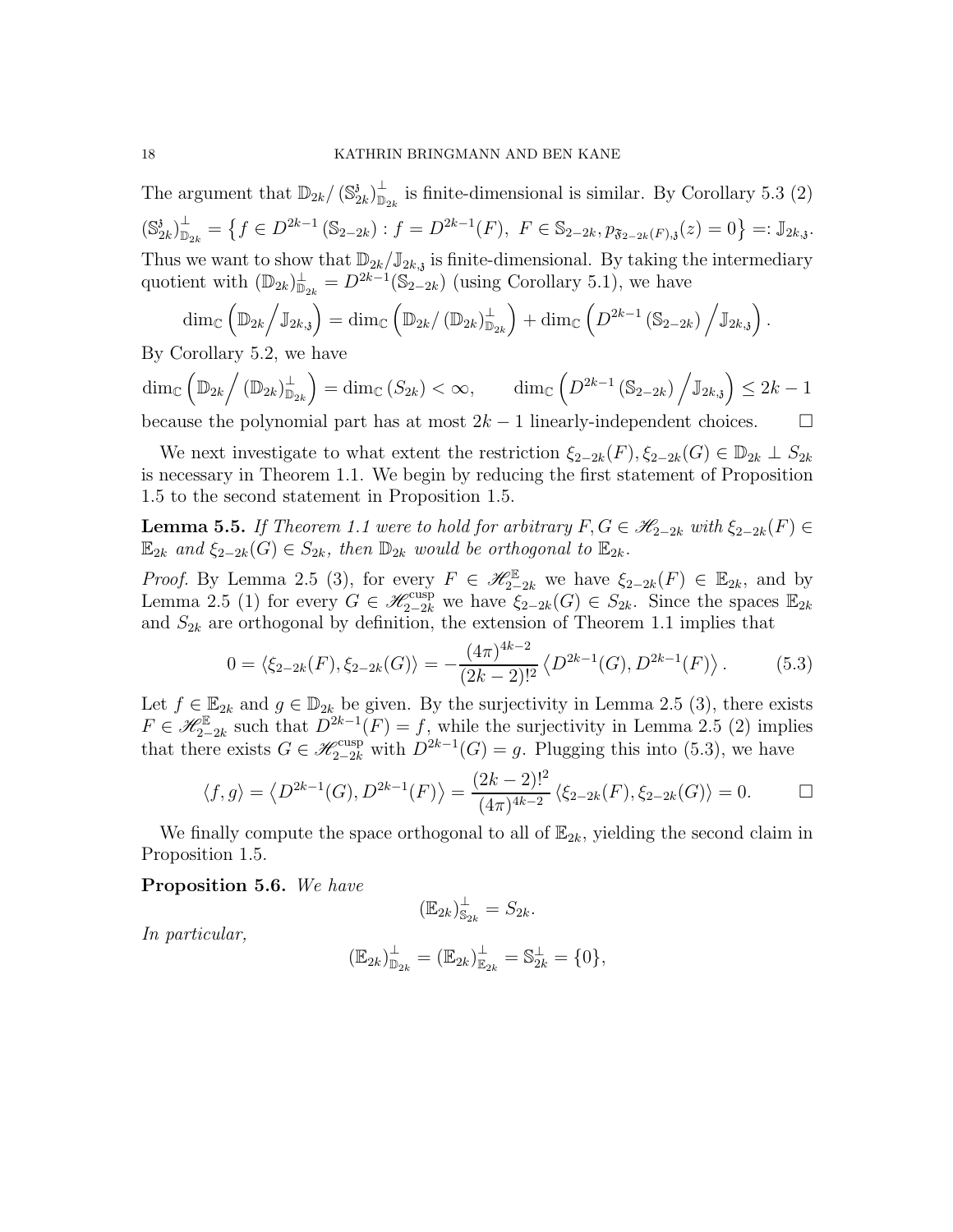The argument that $\mathbb{D}_{2k}/\left(\mathbb{S}_{2k}^{\mathfrak{z}}\right)^{\perp}_{\mathbb{D}_{2k}}$ is finite-dimensional is similar. By Corollary 5.3 (2)

$$\left(\mathbb{S}_{2k}^{\mathfrak{z}}\right)^{\perp}_{\mathbb{D}_{2k}} = \left\{ f \in D^{2k-1}\left(\mathbb{S}_{2-2k}\right) : f = D^{2k-1}(F),\ F \in \mathbb{S}_{2-2k}, p_{\mathfrak{F}_{2-2k}(F),\mathfrak{z}}(z) = 0 \right\} =: \mathbb{J}_{2k,\mathfrak{z}}.$$

Thus we want to show that $\mathbb{D}_{2k}/\mathbb{J}_{2k,\mathfrak{z}}$ is finite-dimensional. By taking the intermediary quotient with $\left(\mathbb{D}_{2k}\right)^{\perp}_{\mathbb{D}_{2k}} = D^{2k-1}(\mathbb{S}_{2-2k})$ (using Corollary 5.1), we have

$$\dim_{\mathbb{C}}\left(\mathbb{D}_{2k}\Big/\mathbb{J}_{2k,\mathfrak{z}}\right) = \dim_{\mathbb{C}}\left(\mathbb{D}_{2k}/\left(\mathbb{D}_{2k}\right)^{\perp}_{\mathbb{D}_{2k}}\right) + \dim_{\mathbb{C}}\left(D^{2k-1}\left(\mathbb{S}_{2-2k}\right)\Big/\mathbb{J}_{2k,\mathfrak{z}}\right).$$

By Corollary 5.2, we have

$$\dim_{\mathbb{C}}\left(\mathbb{D}_{2k}\Big/\left(\mathbb{D}_{2k}\right)^{\perp}_{\mathbb{D}_{2k}}\right) = \dim_{\mathbb{C}}\left(S_{2k}\right) < \infty, \qquad \dim_{\mathbb{C}}\left(D^{2k-1}\left(\mathbb{S}_{2-2k}\right)\Big/\mathbb{J}_{2k,\mathfrak{z}}\right) \leq 2k-1$$

because the polynomial part has at most $2k-1$ linearly-independent choices. $\square$

We next investigate to what extent the restriction $\xi_{2-2k}(F), \xi_{2-2k}(G) \in \mathbb{D}_{2k} \perp S_{2k}$ is necessary in Theorem 1.1. We begin by reducing the first statement of Proposition 1.5 to the second statement in Proposition 1.5.

**Lemma 5.5.** *If Theorem 1.1 were to hold for arbitrary $F, G \in \mathscr{H}_{2-2k}$ with $\xi_{2-2k}(F) \in \mathbb{E}_{2k}$ and $\xi_{2-2k}(G) \in S_{2k}$, then $\mathbb{D}_{2k}$ would be orthogonal to $\mathbb{E}_{2k}$.*

*Proof.* By Lemma 2.5 (3), for every $F \in \mathscr{H}_{2-2k}^{\mathbb{E}}$ we have $\xi_{2-2k}(F) \in \mathbb{E}_{2k}$, and by Lemma 2.5 (1) for every $G \in \mathscr{H}_{2-2k}^{\mathrm{cusp}}$ we have $\xi_{2-2k}(G) \in S_{2k}$. Since the spaces $\mathbb{E}_{2k}$ and $S_{2k}$ are orthogonal by definition, the extension of Theorem 1.1 implies that

$$0 = \left\langle \xi_{2-2k}(F), \xi_{2-2k}(G) \right\rangle = -\frac{(4\pi)^{4k-2}}{(2k-2)!^2}\left\langle D^{2k-1}(G), D^{2k-1}(F)\right\rangle. \tag{5.3}$$

Let $f \in \mathbb{E}_{2k}$ and $g \in \mathbb{D}_{2k}$ be given. By the surjectivity in Lemma 2.5 (3), there exists $F \in \mathscr{H}_{2-2k}^{\mathbb{E}}$ such that $D^{2k-1}(F) = f$, while the surjectivity in Lemma 2.5 (2) implies that there exists $G \in \mathscr{H}_{2-2k}^{\mathrm{cusp}}$ with $D^{2k-1}(G) = g$. Plugging this into (5.3), we have

$$\langle f, g\rangle = \left\langle D^{2k-1}(G), D^{2k-1}(F)\right\rangle = \frac{(2k-2)!^2}{(4\pi)^{4k-2}}\left\langle \xi_{2-2k}(F), \xi_{2-2k}(G)\right\rangle = 0. \qquad \square$$

We finally compute the space orthogonal to all of $\mathbb{E}_{2k}$, yielding the second claim in Proposition 1.5.

**Proposition 5.6.** *We have*

$$\left(\mathbb{E}_{2k}\right)^{\perp}_{\mathbb{S}_{2k}} = S_{2k}.$$

*In particular,*

$$\left(\mathbb{E}_{2k}\right)^{\perp}_{\mathbb{D}_{2k}} = \left(\mathbb{E}_{2k}\right)^{\perp}_{\mathbb{E}_{2k}} = \mathbb{S}_{2k}^{\perp} = \{0\},$$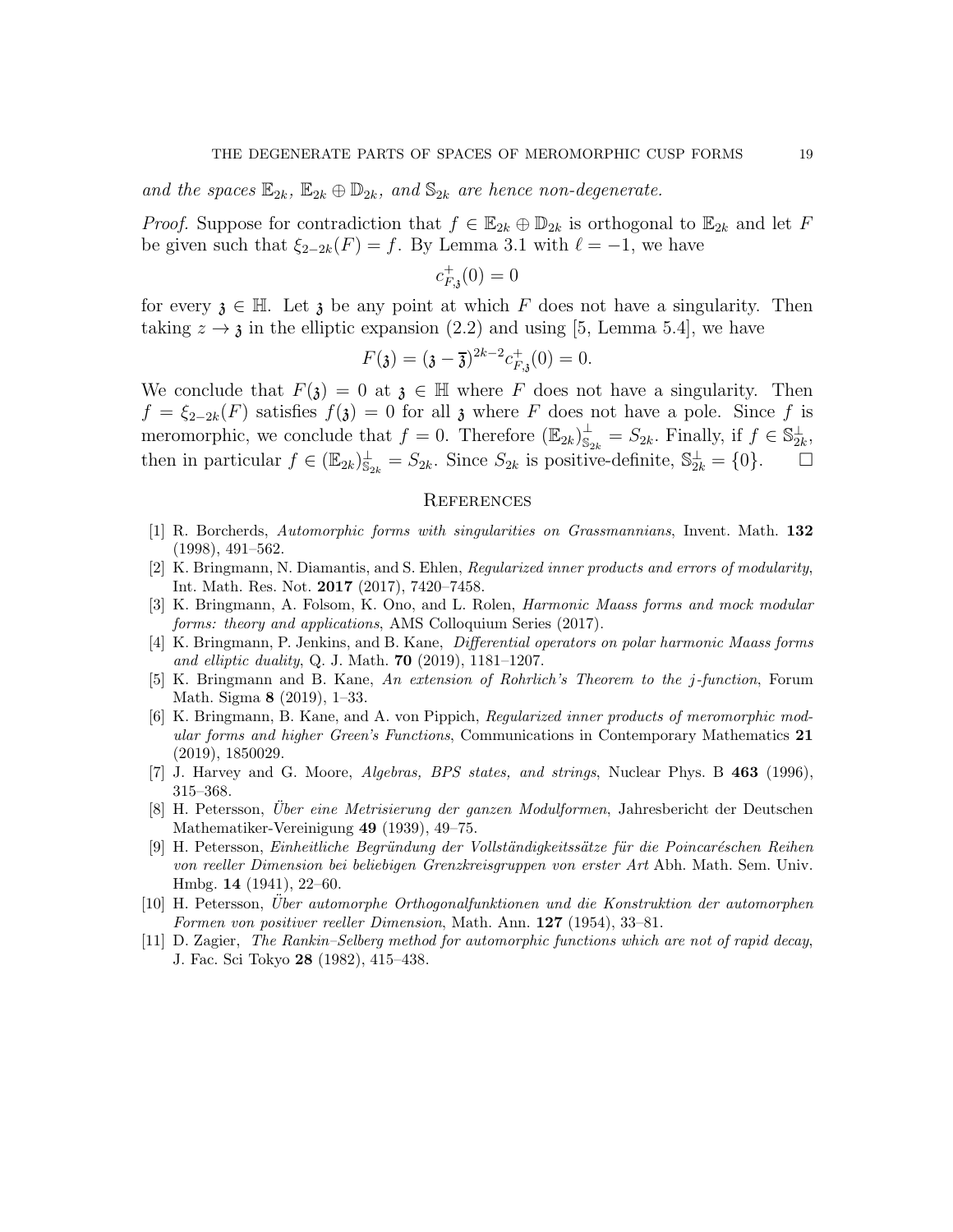*and the spaces $\mathbb{E}_{2k}$, $\mathbb{E}_{2k} \oplus \mathbb{D}_{2k}$, and $\mathbb{S}_{2k}$ are hence non-degenerate.*

*Proof.* Suppose for contradiction that $f \in \mathbb{E}_{2k} \oplus \mathbb{D}_{2k}$ is orthogonal to $\mathbb{E}_{2k}$ and let $F$ be given such that $\xi_{2-2k}(F) = f$. By Lemma 3.1 with $\ell = -1$, we have

$$c_{F,\mathfrak{z}}^{+}(0) = 0$$

for every $\mathfrak{z} \in \mathbb{H}$. Let $\mathfrak{z}$ be any point at which $F$ does not have a singularity. Then taking $z \to \mathfrak{z}$ in the elliptic expansion (2.2) and using [5, Lemma 5.4], we have

$$F(\mathfrak{z}) = (\mathfrak{z} - \overline{\mathfrak{z}})^{2k-2} c_{F,\mathfrak{z}}^{+}(0) = 0.$$

We conclude that $F(\mathfrak{z}) = 0$ at $\mathfrak{z} \in \mathbb{H}$ where $F$ does not have a singularity. Then $f = \xi_{2-2k}(F)$ satisfies $f(\mathfrak{z}) = 0$ for all $\mathfrak{z}$ where $F$ does not have a pole. Since $f$ is meromorphic, we conclude that $f = 0$. Therefore $(\mathbb{E}_{2k})_{\mathbb{S}_{2k}}^{\perp} = S_{2k}$. Finally, if $f \in \mathbb{S}_{2k}^{\perp}$, then in particular $f \in (\mathbb{E}_{2k})_{\mathbb{S}_{2k}}^{\perp} = S_{2k}$. Since $S_{2k}$ is positive-definite, $\mathbb{S}_{2k}^{\perp} = \{0\}$. $\square$

## References

[1] R. Borcherds, *Automorphic forms with singularities on Grassmannians*, Invent. Math. **132** (1998), 491–562.

[2] K. Bringmann, N. Diamantis, and S. Ehlen, *Regularized inner products and errors of modularity*, Int. Math. Res. Not. **2017** (2017), 7420–7458.

[3] K. Bringmann, A. Folsom, K. Ono, and L. Rolen, *Harmonic Maass forms and mock modular forms: theory and applications*, AMS Colloquium Series (2017).

[4] K. Bringmann, P. Jenkins, and B. Kane, *Differential operators on polar harmonic Maass forms and elliptic duality*, Q. J. Math. **70** (2019), 1181–1207.

[5] K. Bringmann and B. Kane, *An extension of Rohrlich's Theorem to the j-function*, Forum Math. Sigma **8** (2019), 1–33.

[6] K. Bringmann, B. Kane, and A. von Pippich, *Regularized inner products of meromorphic modular forms and higher Green's Functions*, Communications in Contemporary Mathematics **21** (2019), 1850029.

[7] J. Harvey and G. Moore, *Algebras, BPS states, and strings*, Nuclear Phys. B **463** (1996), 315–368.

[8] H. Petersson, *Über eine Metrisierung der ganzen Modulformen*, Jahresbericht der Deutschen Mathematiker-Vereinigung **49** (1939), 49–75.

[9] H. Petersson, *Einheitliche Begründung der Vollständigkeitssätze für die Poincaréschen Reihen von reeller Dimension bei beliebigen Grenzkreisgruppen von erster Art* Abh. Math. Sem. Univ. Hmbg. **14** (1941), 22–60.

[10] H. Petersson, *Über automorphe Orthogonalfunktionen und die Konstruktion der automorphen Formen von positiver reeller Dimension*, Math. Ann. **127** (1954), 33–81.

[11] D. Zagier, *The Rankin–Selberg method for automorphic functions which are not of rapid decay*, J. Fac. Sci Tokyo **28** (1982), 415–438.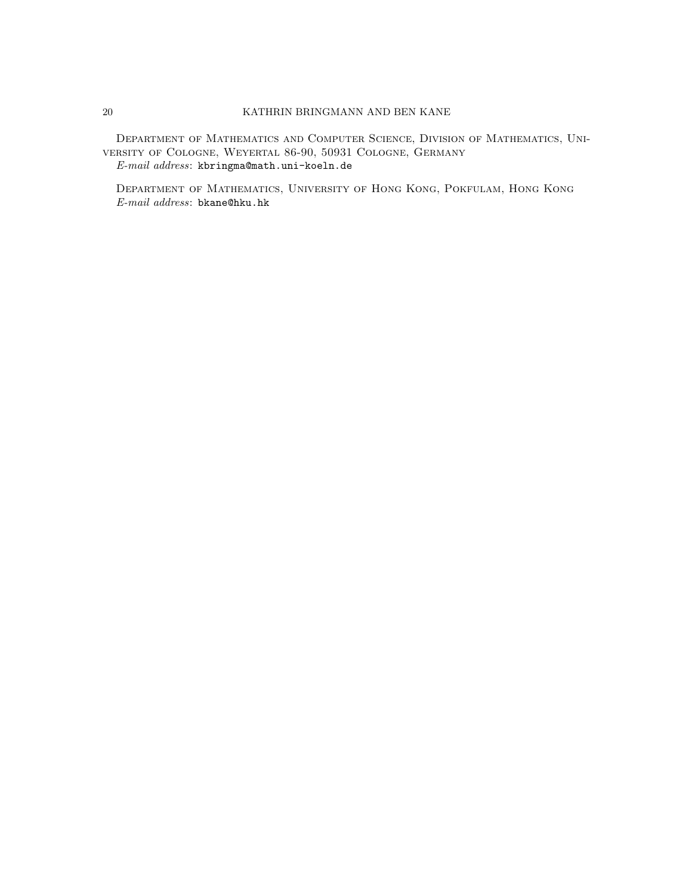Department of Mathematics and Computer Science, Division of Mathematics, University of Cologne, Weyertal 86-90, 50931 Cologne, Germany
*E-mail address*: kbringma@math.uni-koeln.de

Department of Mathematics, University of Hong Kong, Pokfulam, Hong Kong
*E-mail address*: bkane@hku.hk